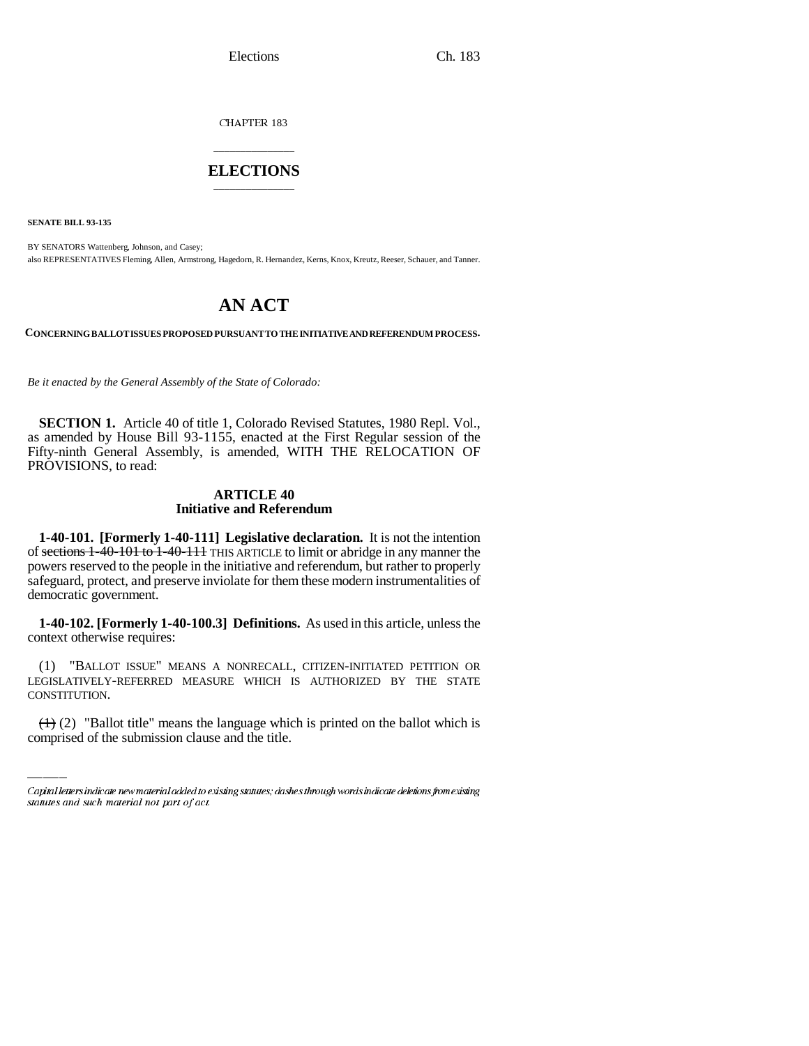CHAPTER 183

# ELECTIONS

**SENATE BILL 93-135**

BY SENATORS Wattenberg, Johnson, and Casey;
also REPRESENTATIVES Fleming, Allen, Armstrong, Hagedorn, R. Hernandez, Kerns, Knox, Kreutz, Reeser, Schauer, and Tanner.

# AN ACT

**CONCERNING BALLOT ISSUES PROPOSED PURSUANT TO THE INITIATIVE AND REFERENDUM PROCESS.**

*Be it enacted by the General Assembly of the State of Colorado:*

**SECTION 1.** Article 40 of title 1, Colorado Revised Statutes, 1980 Repl. Vol., as amended by House Bill 93-1155, enacted at the First Regular session of the Fifty-ninth General Assembly, is amended, WITH THE RELOCATION OF PROVISIONS, to read:

## ARTICLE 40
## Initiative and Referendum

**1-40-101. [Formerly 1-40-111] Legislative declaration.** It is not the intention of ~~sections 1-40-101 to 1-40-111~~ THIS ARTICLE to limit or abridge in any manner the powers reserved to the people in the initiative and referendum, but rather to properly safeguard, protect, and preserve inviolate for them these modern instrumentalities of democratic government.

**1-40-102. [Formerly 1-40-100.3] Definitions.** As used in this article, unless the context otherwise requires:

(1) "BALLOT ISSUE" MEANS A NONRECALL, CITIZEN-INITIATED PETITION OR LEGISLATIVELY-REFERRED MEASURE WHICH IS AUTHORIZED BY THE STATE CONSTITUTION.

~~(1)~~ (2) "Ballot title" means the language which is printed on the ballot which is comprised of the submission clause and the title.

Capital letters indicate new material added to existing statutes; dashes through words indicate deletions from existing statutes and such material not part of act.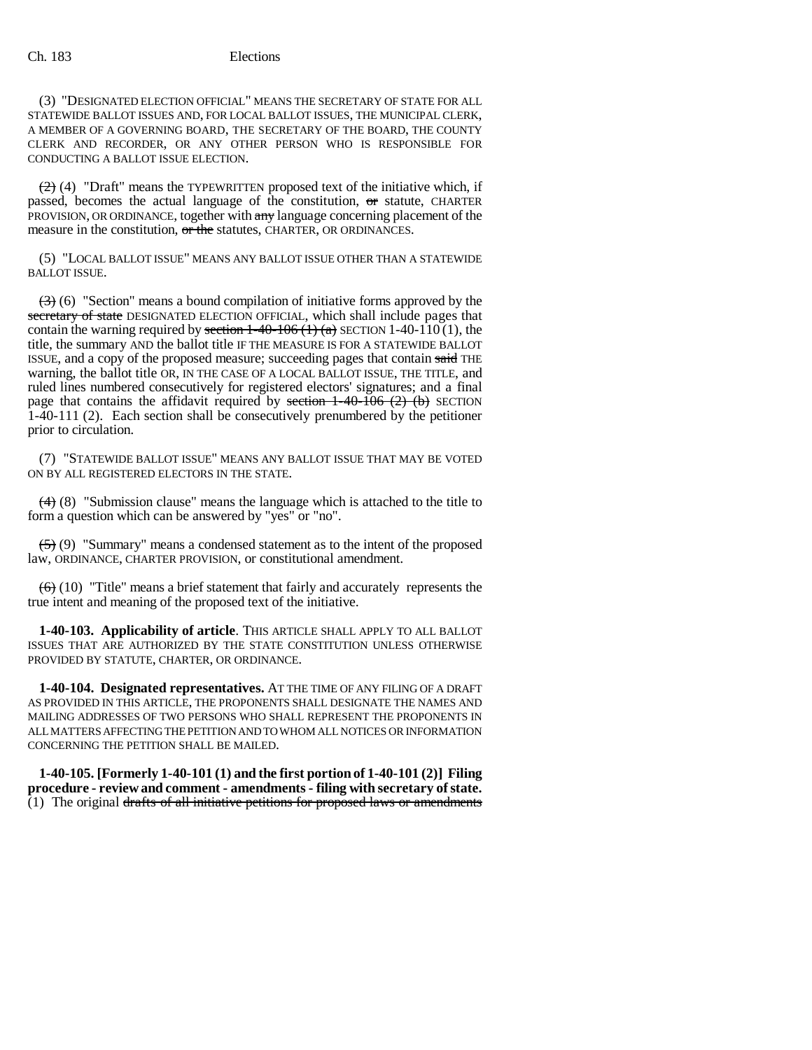(3) "DESIGNATED ELECTION OFFICIAL" MEANS THE SECRETARY OF STATE FOR ALL STATEWIDE BALLOT ISSUES AND, FOR LOCAL BALLOT ISSUES, THE MUNICIPAL CLERK, A MEMBER OF A GOVERNING BOARD, THE SECRETARY OF THE BOARD, THE COUNTY CLERK AND RECORDER, OR ANY OTHER PERSON WHO IS RESPONSIBLE FOR CONDUCTING A BALLOT ISSUE ELECTION.

~~(2)~~ (4) "Draft" means the TYPEWRITTEN proposed text of the initiative which, if passed, becomes the actual language of the constitution, ~~or~~ statute, CHARTER PROVISION, OR ORDINANCE, together with ~~any~~ language concerning placement of the measure in the constitution, ~~or the~~ statutes, CHARTER, OR ORDINANCES.

(5) "LOCAL BALLOT ISSUE" MEANS ANY BALLOT ISSUE OTHER THAN A STATEWIDE BALLOT ISSUE.

~~(3)~~ (6) "Section" means a bound compilation of initiative forms approved by the ~~secretary of state~~ DESIGNATED ELECTION OFFICIAL, which shall include pages that contain the warning required by ~~section 1-40-106 (1) (a)~~ SECTION 1-40-110 (1), the title, the summary AND the ballot title IF THE MEASURE IS FOR A STATEWIDE BALLOT ISSUE, and a copy of the proposed measure; succeeding pages that contain ~~said~~ THE warning, the ballot title OR, IN THE CASE OF A LOCAL BALLOT ISSUE, THE TITLE, and ruled lines numbered consecutively for registered electors' signatures; and a final page that contains the affidavit required by ~~section 1-40-106 (2) (b)~~ SECTION 1-40-111 (2). Each section shall be consecutively prenumbered by the petitioner prior to circulation.

(7) "STATEWIDE BALLOT ISSUE" MEANS ANY BALLOT ISSUE THAT MAY BE VOTED ON BY ALL REGISTERED ELECTORS IN THE STATE.

~~(4)~~ (8) "Submission clause" means the language which is attached to the title to form a question which can be answered by "yes" or "no".

~~(5)~~ (9) "Summary" means a condensed statement as to the intent of the proposed law, ORDINANCE, CHARTER PROVISION, or constitutional amendment.

~~(6)~~ (10) "Title" means a brief statement that fairly and accurately represents the true intent and meaning of the proposed text of the initiative.

**1-40-103. Applicability of article**. THIS ARTICLE SHALL APPLY TO ALL BALLOT ISSUES THAT ARE AUTHORIZED BY THE STATE CONSTITUTION UNLESS OTHERWISE PROVIDED BY STATUTE, CHARTER, OR ORDINANCE.

**1-40-104. Designated representatives.** AT THE TIME OF ANY FILING OF A DRAFT AS PROVIDED IN THIS ARTICLE, THE PROPONENTS SHALL DESIGNATE THE NAMES AND MAILING ADDRESSES OF TWO PERSONS WHO SHALL REPRESENT THE PROPONENTS IN ALL MATTERS AFFECTING THE PETITION AND TO WHOM ALL NOTICES OR INFORMATION CONCERNING THE PETITION SHALL BE MAILED.

**1-40-105. [Formerly 1-40-101 (1) and the first portion of 1-40-101 (2)] Filing procedure - review and comment - amendments - filing with secretary of state.** (1) The original ~~drafts of all initiative petitions for proposed laws or amendments~~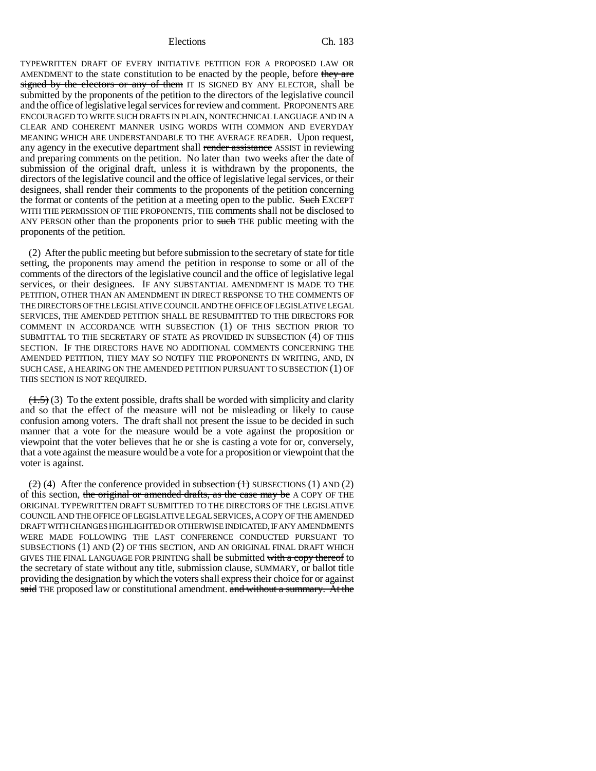TYPEWRITTEN DRAFT OF EVERY INITIATIVE PETITION FOR A PROPOSED LAW OR AMENDMENT to the state constitution to be enacted by the people, before ~~they are signed by the electors or any of them~~ IT IS SIGNED BY ANY ELECTOR, shall be submitted by the proponents of the petition to the directors of the legislative council and the office of legislative legal services for review and comment. PROPONENTS ARE ENCOURAGED TO WRITE SUCH DRAFTS IN PLAIN, NONTECHNICAL LANGUAGE AND IN A CLEAR AND COHERENT MANNER USING WORDS WITH COMMON AND EVERYDAY MEANING WHICH ARE UNDERSTANDABLE TO THE AVERAGE READER. Upon request, any agency in the executive department shall ~~render assistance~~ ASSIST in reviewing and preparing comments on the petition. No later than two weeks after the date of submission of the original draft, unless it is withdrawn by the proponents, the directors of the legislative council and the office of legislative legal services, or their designees, shall render their comments to the proponents of the petition concerning the format or contents of the petition at a meeting open to the public. ~~Such~~ EXCEPT WITH THE PERMISSION OF THE PROPONENTS, THE comments shall not be disclosed to ANY PERSON other than the proponents prior to ~~such~~ THE public meeting with the proponents of the petition.

(2) After the public meeting but before submission to the secretary of state for title setting, the proponents may amend the petition in response to some or all of the comments of the directors of the legislative council and the office of legislative legal services, or their designees. IF ANY SUBSTANTIAL AMENDMENT IS MADE TO THE PETITION, OTHER THAN AN AMENDMENT IN DIRECT RESPONSE TO THE COMMENTS OF THE DIRECTORS OF THE LEGISLATIVE COUNCIL AND THE OFFICE OF LEGISLATIVE LEGAL SERVICES, THE AMENDED PETITION SHALL BE RESUBMITTED TO THE DIRECTORS FOR COMMENT IN ACCORDANCE WITH SUBSECTION (1) OF THIS SECTION PRIOR TO SUBMITTAL TO THE SECRETARY OF STATE AS PROVIDED IN SUBSECTION (4) OF THIS SECTION. IF THE DIRECTORS HAVE NO ADDITIONAL COMMENTS CONCERNING THE AMENDED PETITION, THEY MAY SO NOTIFY THE PROPONENTS IN WRITING, AND, IN SUCH CASE, A HEARING ON THE AMENDED PETITION PURSUANT TO SUBSECTION (1) OF THIS SECTION IS NOT REQUIRED.

~~(1.5)~~ (3) To the extent possible, drafts shall be worded with simplicity and clarity and so that the effect of the measure will not be misleading or likely to cause confusion among voters. The draft shall not present the issue to be decided in such manner that a vote for the measure would be a vote against the proposition or viewpoint that the voter believes that he or she is casting a vote for or, conversely, that a vote against the measure would be a vote for a proposition or viewpoint that the voter is against.

~~(2)~~ (4) After the conference provided in ~~subsection (1)~~ SUBSECTIONS (1) AND (2) of this section, ~~the original or amended drafts, as the case may be~~ A COPY OF THE ORIGINAL TYPEWRITTEN DRAFT SUBMITTED TO THE DIRECTORS OF THE LEGISLATIVE COUNCIL AND THE OFFICE OF LEGISLATIVE LEGAL SERVICES, A COPY OF THE AMENDED DRAFT WITH CHANGES HIGHLIGHTED OR OTHERWISE INDICATED, IF ANY AMENDMENTS WERE MADE FOLLOWING THE LAST CONFERENCE CONDUCTED PURSUANT TO SUBSECTIONS (1) AND (2) OF THIS SECTION, AND AN ORIGINAL FINAL DRAFT WHICH GIVES THE FINAL LANGUAGE FOR PRINTING shall be submitted ~~with a copy thereof~~ to the secretary of state without any title, submission clause, SUMMARY, or ballot title providing the designation by which the voters shall express their choice for or against ~~said~~ THE proposed law or constitutional amendment. ~~and without a summary. At the~~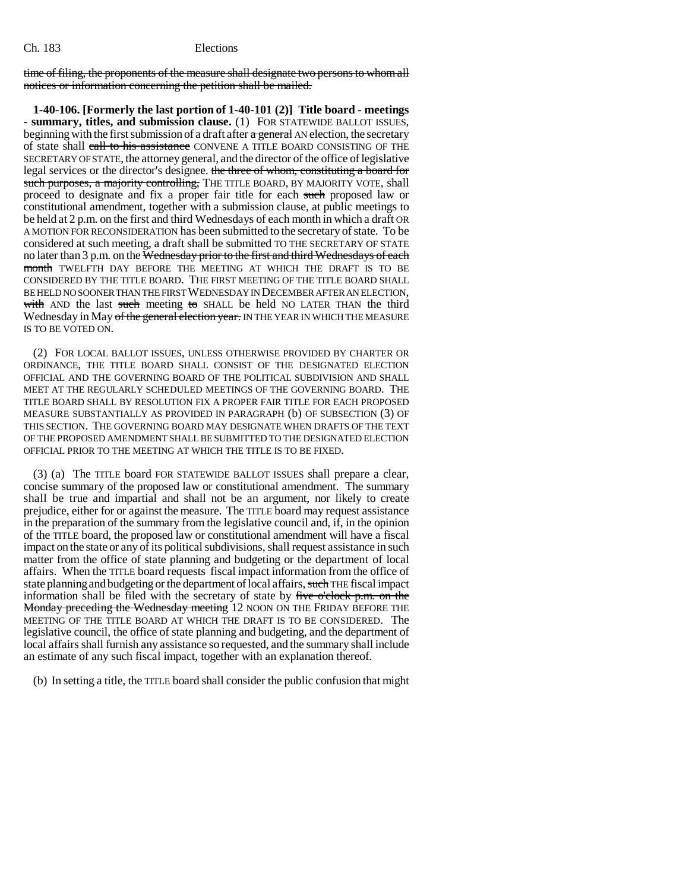time of filing, the proponents of the measure shall designate two persons to whom all notices or information concerning the petition shall be mailed.

**1-40-106. [Formerly the last portion of 1-40-101 (2)] Title board - meetings - summary, titles, and submission clause.** (1) FOR STATEWIDE BALLOT ISSUES, beginning with the first submission of a draft after a general AN election, the secretary of state shall call to his assistance CONVENE A TITLE BOARD CONSISTING OF THE SECRETARY OF STATE, the attorney general, and the director of the office of legislative legal services or the director's designee. the three of whom, constituting a board for such purposes, a majority controlling, THE TITLE BOARD, BY MAJORITY VOTE, shall proceed to designate and fix a proper fair title for each such proposed law or constitutional amendment, together with a submission clause, at public meetings to be held at 2 p.m. on the first and third Wednesdays of each month in which a draft OR A MOTION FOR RECONSIDERATION has been submitted to the secretary of state. To be considered at such meeting, a draft shall be submitted TO THE SECRETARY OF STATE no later than 3 p.m. on the Wednesday prior to the first and third Wednesdays of each month TWELFTH DAY BEFORE THE MEETING AT WHICH THE DRAFT IS TO BE CONSIDERED BY THE TITLE BOARD. THE FIRST MEETING OF THE TITLE BOARD SHALL BE HELD NO SOONER THAN THE FIRST WEDNESDAY IN DECEMBER AFTER AN ELECTION, with AND the last such meeting to SHALL be held NO LATER THAN the third Wednesday in May of the general election year. IN THE YEAR IN WHICH THE MEASURE IS TO BE VOTED ON.

(2) FOR LOCAL BALLOT ISSUES, UNLESS OTHERWISE PROVIDED BY CHARTER OR ORDINANCE, THE TITLE BOARD SHALL CONSIST OF THE DESIGNATED ELECTION OFFICIAL AND THE GOVERNING BOARD OF THE POLITICAL SUBDIVISION AND SHALL MEET AT THE REGULARLY SCHEDULED MEETINGS OF THE GOVERNING BOARD. THE TITLE BOARD SHALL BY RESOLUTION FIX A PROPER FAIR TITLE FOR EACH PROPOSED MEASURE SUBSTANTIALLY AS PROVIDED IN PARAGRAPH (b) OF SUBSECTION (3) OF THIS SECTION. THE GOVERNING BOARD MAY DESIGNATE WHEN DRAFTS OF THE TEXT OF THE PROPOSED AMENDMENT SHALL BE SUBMITTED TO THE DESIGNATED ELECTION OFFICIAL PRIOR TO THE MEETING AT WHICH THE TITLE IS TO BE FIXED.

(3) (a) The TITLE board FOR STATEWIDE BALLOT ISSUES shall prepare a clear, concise summary of the proposed law or constitutional amendment. The summary shall be true and impartial and shall not be an argument, nor likely to create prejudice, either for or against the measure. The TITLE board may request assistance in the preparation of the summary from the legislative council and, if, in the opinion of the TITLE board, the proposed law or constitutional amendment will have a fiscal impact on the state or any of its political subdivisions, shall request assistance in such matter from the office of state planning and budgeting or the department of local affairs. When the TITLE board requests fiscal impact information from the office of state planning and budgeting or the department of local affairs, such THE fiscal impact information shall be filed with the secretary of state by five o'clock p.m. on the Monday preceding the Wednesday meeting 12 NOON ON THE FRIDAY BEFORE THE MEETING OF THE TITLE BOARD AT WHICH THE DRAFT IS TO BE CONSIDERED. The legislative council, the office of state planning and budgeting, and the department of local affairs shall furnish any assistance so requested, and the summary shall include an estimate of any such fiscal impact, together with an explanation thereof.

(b) In setting a title, the TITLE board shall consider the public confusion that might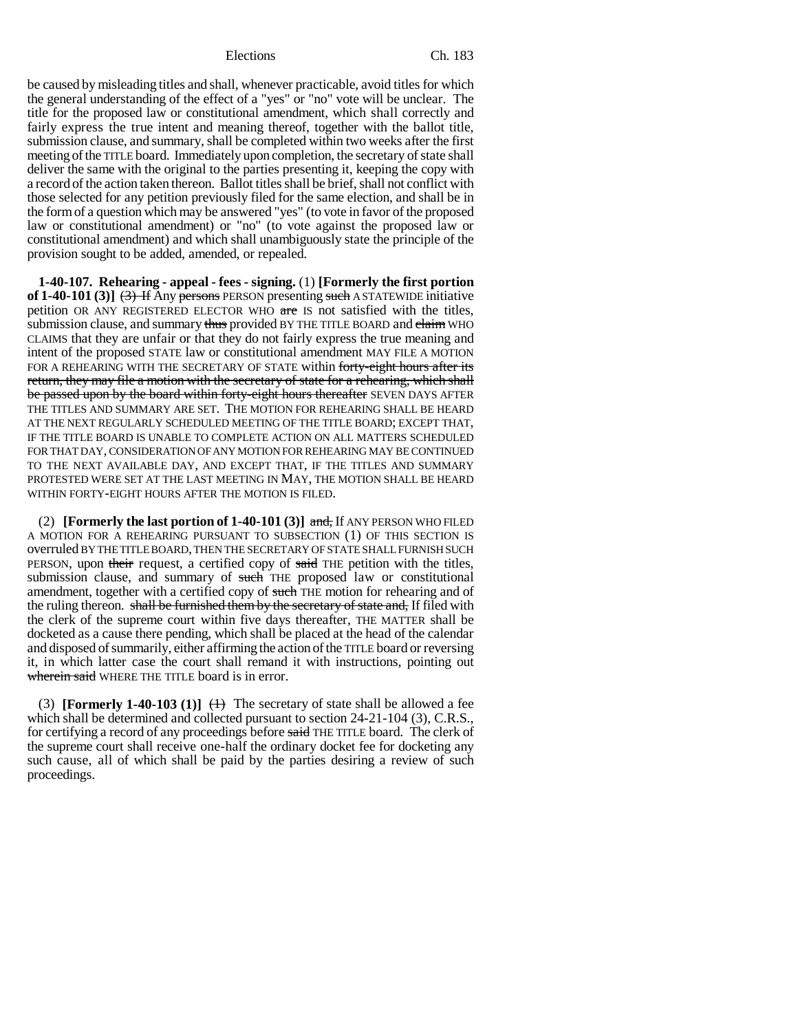be caused by misleading titles and shall, whenever practicable, avoid titles for which the general understanding of the effect of a "yes" or "no" vote will be unclear. The title for the proposed law or constitutional amendment, which shall correctly and fairly express the true intent and meaning thereof, together with the ballot title, submission clause, and summary, shall be completed within two weeks after the first meeting of the TITLE board. Immediately upon completion, the secretary of state shall deliver the same with the original to the parties presenting it, keeping the copy with a record of the action taken thereon. Ballot titles shall be brief, shall not conflict with those selected for any petition previously filed for the same election, and shall be in the form of a question which may be answered "yes" (to vote in favor of the proposed law or constitutional amendment) or "no" (to vote against the proposed law or constitutional amendment) and which shall unambiguously state the principle of the provision sought to be added, amended, or repealed.

**1-40-107. Rehearing - appeal - fees - signing.** (1) **[Formerly the first portion of 1-40-101 (3)]** ~~(3) If~~ Any ~~persons~~ PERSON presenting ~~such~~ A STATEWIDE initiative petition OR ANY REGISTERED ELECTOR WHO ~~are~~ IS not satisfied with the titles, submission clause, and summary ~~thus~~ provided BY THE TITLE BOARD and ~~claim~~ WHO CLAIMS that they are unfair or that they do not fairly express the true meaning and intent of the proposed STATE law or constitutional amendment MAY FILE A MOTION FOR A REHEARING WITH THE SECRETARY OF STATE within ~~forty-eight hours after its return, they may file a motion with the secretary of state for a rehearing, which shall be passed upon by the board within forty-eight hours thereafter~~ SEVEN DAYS AFTER THE TITLES AND SUMMARY ARE SET. THE MOTION FOR REHEARING SHALL BE HEARD AT THE NEXT REGULARLY SCHEDULED MEETING OF THE TITLE BOARD; EXCEPT THAT, IF THE TITLE BOARD IS UNABLE TO COMPLETE ACTION ON ALL MATTERS SCHEDULED FOR THAT DAY, CONSIDERATION OF ANY MOTION FOR REHEARING MAY BE CONTINUED TO THE NEXT AVAILABLE DAY, AND EXCEPT THAT, IF THE TITLES AND SUMMARY PROTESTED WERE SET AT THE LAST MEETING IN MAY, THE MOTION SHALL BE HEARD WITHIN FORTY-EIGHT HOURS AFTER THE MOTION IS FILED.

(2) **[Formerly the last portion of 1-40-101 (3)]** ~~and,~~ If ANY PERSON WHO FILED A MOTION FOR A REHEARING PURSUANT TO SUBSECTION (1) OF THIS SECTION IS overruled BY THE TITLE BOARD, THEN THE SECRETARY OF STATE SHALL FURNISH SUCH PERSON, upon ~~their~~ request, a certified copy of ~~said~~ THE petition with the titles, submission clause, and summary of ~~such~~ THE proposed law or constitutional amendment, together with a certified copy of ~~such~~ THE motion for rehearing and of the ruling thereon. ~~shall be furnished them by the secretary of state and,~~ If filed with the clerk of the supreme court within five days thereafter, THE MATTER shall be docketed as a cause there pending, which shall be placed at the head of the calendar and disposed of summarily, either affirming the action of the TITLE board or reversing it, in which latter case the court shall remand it with instructions, pointing out ~~wherein said~~ WHERE THE TITLE board is in error.

(3) **[Formerly 1-40-103 (1)]** ~~(1)~~ The secretary of state shall be allowed a fee which shall be determined and collected pursuant to section 24-21-104 (3), C.R.S., for certifying a record of any proceedings before ~~said~~ THE TITLE board. The clerk of the supreme court shall receive one-half the ordinary docket fee for docketing any such cause, all of which shall be paid by the parties desiring a review of such proceedings.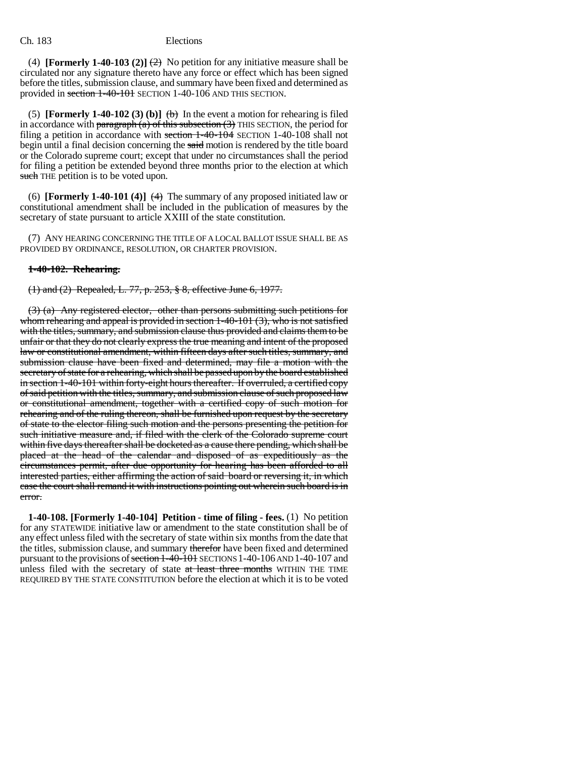(4) **[Formerly 1-40-103 (2)]** ~~(2)~~ No petition for any initiative measure shall be circulated nor any signature thereto have any force or effect which has been signed before the titles, submission clause, and summary have been fixed and determined as provided in ~~section 1-40-101~~ SECTION 1-40-106 AND THIS SECTION.

(5) **[Formerly 1-40-102 (3) (b)]** ~~(b)~~ In the event a motion for rehearing is filed in accordance with ~~paragraph (a) of this subsection (3)~~ THIS SECTION, the period for filing a petition in accordance with ~~section 1-40-104~~ SECTION 1-40-108 shall not begin until a final decision concerning the ~~said~~ motion is rendered by the title board or the Colorado supreme court; except that under no circumstances shall the period for filing a petition be extended beyond three months prior to the election at which ~~such~~ THE petition is to be voted upon.

(6) **[Formerly 1-40-101 (4)]** ~~(4)~~ The summary of any proposed initiated law or constitutional amendment shall be included in the publication of measures by the secretary of state pursuant to article XXIII of the state constitution.

(7) ANY HEARING CONCERNING THE TITLE OF A LOCAL BALLOT ISSUE SHALL BE AS PROVIDED BY ORDINANCE, RESOLUTION, OR CHARTER PROVISION.

~~**1-40-102. Rehearing.**~~

~~(1) and (2) Repealed, L. 77, p. 253, § 8, effective June 6, 1977.~~

~~(3) (a) Any registered elector, other than persons submitting such petitions for whom rehearing and appeal is provided in section 1-40-101 (3), who is not satisfied with the titles, summary, and submission clause thus provided and claims them to be unfair or that they do not clearly express the true meaning and intent of the proposed law or constitutional amendment, within fifteen days after such titles, summary, and submission clause have been fixed and determined, may file a motion with the secretary of state for a rehearing, which shall be passed upon by the board established in section 1-40-101 within forty-eight hours thereafter. If overruled, a certified copy of said petition with the titles, summary, and submission clause of such proposed law or constitutional amendment, together with a certified copy of such motion for rehearing and of the ruling thereon, shall be furnished upon request by the secretary of state to the elector filing such motion and the persons presenting the petition for such initiative measure and, if filed with the clerk of the Colorado supreme court within five days thereafter shall be docketed as a cause there pending, which shall be placed at the head of the calendar and disposed of as expeditiously as the circumstances permit, after due opportunity for hearing has been afforded to all interested parties, either affirming the action of said board or reversing it, in which case the court shall remand it with instructions pointing out wherein such board is in error.~~

**1-40-108. [Formerly 1-40-104] Petition - time of filing - fees.** (1) No petition for any STATEWIDE initiative law or amendment to the state constitution shall be of any effect unless filed with the secretary of state within six months from the date that the titles, submission clause, and summary ~~therefor~~ have been fixed and determined pursuant to the provisions of ~~section 1-40-101~~ SECTIONS 1-40-106 AND 1-40-107 and unless filed with the secretary of state ~~at least three months~~ WITHIN THE TIME REQUIRED BY THE STATE CONSTITUTION before the election at which it is to be voted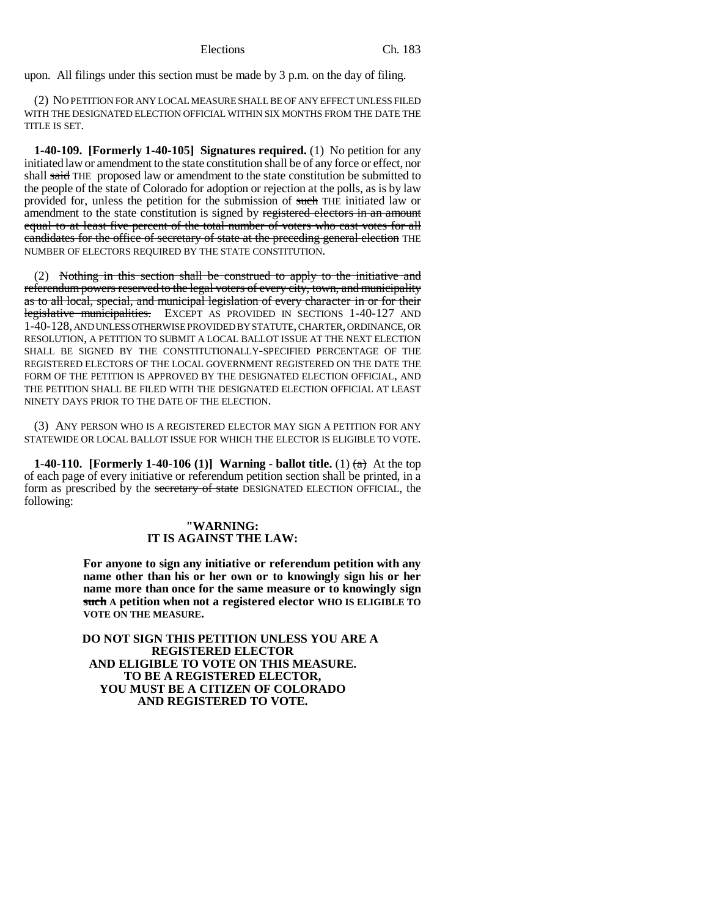upon. All filings under this section must be made by 3 p.m. on the day of filing.

(2) NO PETITION FOR ANY LOCAL MEASURE SHALL BE OF ANY EFFECT UNLESS FILED WITH THE DESIGNATED ELECTION OFFICIAL WITHIN SIX MONTHS FROM THE DATE THE TITLE IS SET.

**1-40-109. [Formerly 1-40-105] Signatures required.** (1) No petition for any initiated law or amendment to the state constitution shall be of any force or effect, nor shall ~~said~~ THE proposed law or amendment to the state constitution be submitted to the people of the state of Colorado for adoption or rejection at the polls, as is by law provided for, unless the petition for the submission of ~~such~~ THE initiated law or amendment to the state constitution is signed by ~~registered electors in an amount equal to at least five percent of the total number of voters who cast votes for all candidates for the office of secretary of state at the preceding general election~~ THE NUMBER OF ELECTORS REQUIRED BY THE STATE CONSTITUTION.

(2) ~~Nothing in this section shall be construed to apply to the initiative and referendum powers reserved to the legal voters of every city, town, and municipality as to all local, special, and municipal legislation of every character in or for their legislative municipalities.~~ EXCEPT AS PROVIDED IN SECTIONS 1-40-127 AND 1-40-128, AND UNLESS OTHERWISE PROVIDED BY STATUTE, CHARTER, ORDINANCE, OR RESOLUTION, A PETITION TO SUBMIT A LOCAL BALLOT ISSUE AT THE NEXT ELECTION SHALL BE SIGNED BY THE CONSTITUTIONALLY-SPECIFIED PERCENTAGE OF THE REGISTERED ELECTORS OF THE LOCAL GOVERNMENT REGISTERED ON THE DATE THE FORM OF THE PETITION IS APPROVED BY THE DESIGNATED ELECTION OFFICIAL, AND THE PETITION SHALL BE FILED WITH THE DESIGNATED ELECTION OFFICIAL AT LEAST NINETY DAYS PRIOR TO THE DATE OF THE ELECTION.

(3) ANY PERSON WHO IS A REGISTERED ELECTOR MAY SIGN A PETITION FOR ANY STATEWIDE OR LOCAL BALLOT ISSUE FOR WHICH THE ELECTOR IS ELIGIBLE TO VOTE.

**1-40-110. [Formerly 1-40-106 (1)] Warning - ballot title.** (1) ~~(a)~~ At the top of each page of every initiative or referendum petition section shall be printed, in a form as prescribed by the ~~secretary of state~~ DESIGNATED ELECTION OFFICIAL, the following:

**"WARNING:**
**IT IS AGAINST THE LAW:**

**For anyone to sign any initiative or referendum petition with any name other than his or her own or to knowingly sign his or her name more than once for the same measure or to knowingly sign ~~such~~ A petition when not a registered elector WHO IS ELIGIBLE TO VOTE ON THE MEASURE.**

**DO NOT SIGN THIS PETITION UNLESS YOU ARE A REGISTERED ELECTOR AND ELIGIBLE TO VOTE ON THIS MEASURE. TO BE A REGISTERED ELECTOR, YOU MUST BE A CITIZEN OF COLORADO AND REGISTERED TO VOTE.**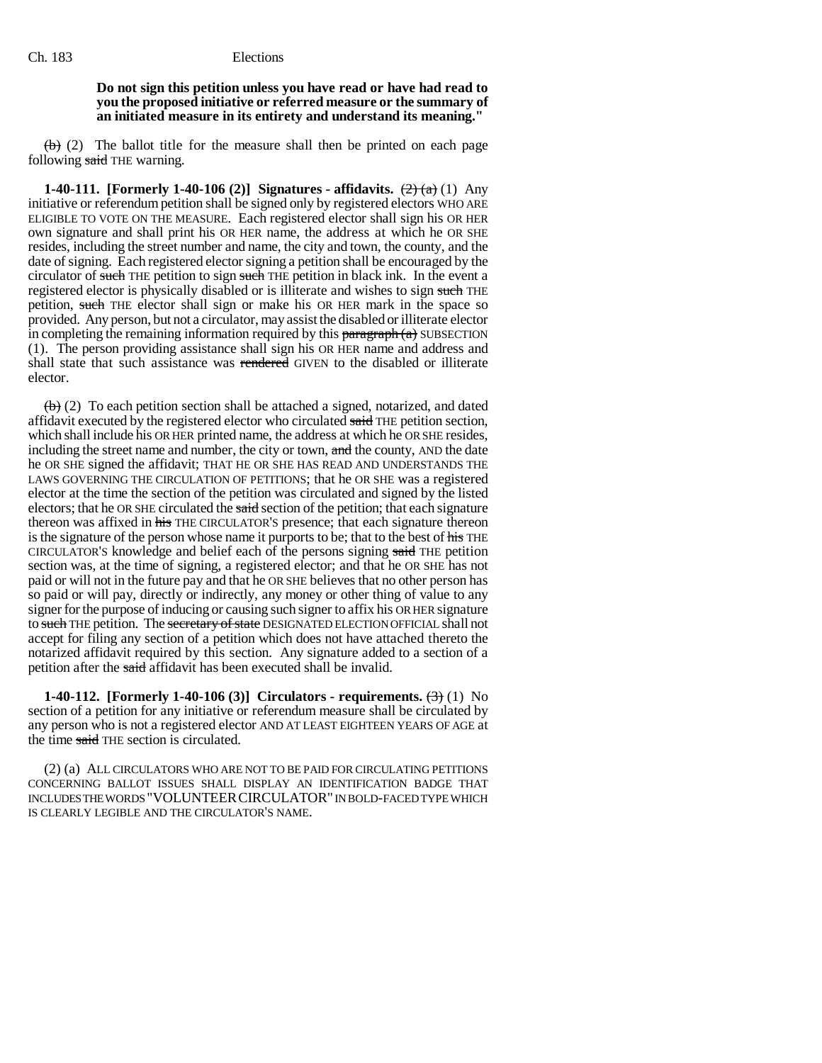**Do not sign this petition unless you have read or have had read to you the proposed initiative or referred measure or the summary of an initiated measure in its entirety and understand its meaning."**

~~(b)~~ (2) The ballot title for the measure shall then be printed on each page following ~~said~~ THE warning.

**1-40-111. [Formerly 1-40-106 (2)] Signatures - affidavits.** ~~(2) (a)~~ (1) Any initiative or referendum petition shall be signed only by registered electors WHO ARE ELIGIBLE TO VOTE ON THE MEASURE. Each registered elector shall sign his OR HER own signature and shall print his OR HER name, the address at which he OR SHE resides, including the street number and name, the city and town, the county, and the date of signing. Each registered elector signing a petition shall be encouraged by the circulator of ~~such~~ THE petition to sign ~~such~~ THE petition in black ink. In the event a registered elector is physically disabled or is illiterate and wishes to sign ~~such~~ THE petition, ~~such~~ THE elector shall sign or make his OR HER mark in the space so provided. Any person, but not a circulator, may assist the disabled or illiterate elector in completing the remaining information required by this ~~paragraph (a)~~ SUBSECTION (1). The person providing assistance shall sign his OR HER name and address and shall state that such assistance was ~~rendered~~ GIVEN to the disabled or illiterate elector.

~~(b)~~ (2) To each petition section shall be attached a signed, notarized, and dated affidavit executed by the registered elector who circulated ~~said~~ THE petition section, which shall include his OR HER printed name, the address at which he OR SHE resides, including the street name and number, the city or town, ~~and~~ the county, AND the date he OR SHE signed the affidavit; THAT HE OR SHE HAS READ AND UNDERSTANDS THE LAWS GOVERNING THE CIRCULATION OF PETITIONS; that he OR SHE was a registered elector at the time the section of the petition was circulated and signed by the listed electors; that he OR SHE circulated the ~~said~~ section of the petition; that each signature thereon was affixed in ~~his~~ THE CIRCULATOR'S presence; that each signature thereon is the signature of the person whose name it purports to be; that to the best of ~~his~~ THE CIRCULATOR'S knowledge and belief each of the persons signing ~~said~~ THE petition section was, at the time of signing, a registered elector; and that he OR SHE has not paid or will not in the future pay and that he OR SHE believes that no other person has so paid or will pay, directly or indirectly, any money or other thing of value to any signer for the purpose of inducing or causing such signer to affix his OR HER signature to ~~such~~ THE petition. The ~~secretary of state~~ DESIGNATED ELECTION OFFICIAL shall not accept for filing any section of a petition which does not have attached thereto the notarized affidavit required by this section. Any signature added to a section of a petition after the ~~said~~ affidavit has been executed shall be invalid.

**1-40-112. [Formerly 1-40-106 (3)] Circulators - requirements.** ~~(3)~~ (1) No section of a petition for any initiative or referendum measure shall be circulated by any person who is not a registered elector AND AT LEAST EIGHTEEN YEARS OF AGE at the time ~~said~~ THE section is circulated.

(2) (a) ALL CIRCULATORS WHO ARE NOT TO BE PAID FOR CIRCULATING PETITIONS CONCERNING BALLOT ISSUES SHALL DISPLAY AN IDENTIFICATION BADGE THAT INCLUDES THE WORDS "VOLUNTEER CIRCULATOR" IN BOLD-FACED TYPE WHICH IS CLEARLY LEGIBLE AND THE CIRCULATOR'S NAME.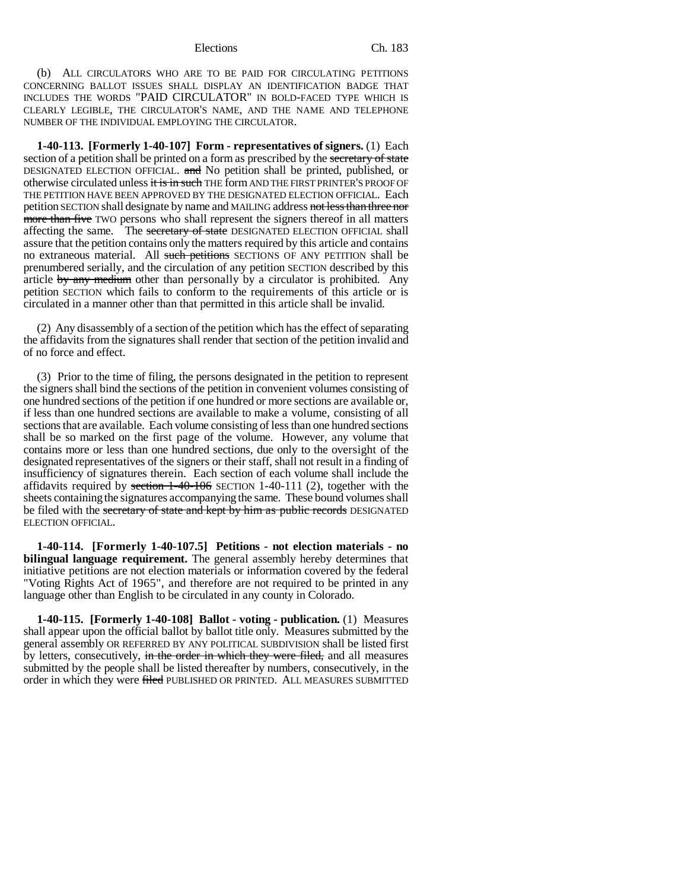(b) ALL CIRCULATORS WHO ARE TO BE PAID FOR CIRCULATING PETITIONS CONCERNING BALLOT ISSUES SHALL DISPLAY AN IDENTIFICATION BADGE THAT INCLUDES THE WORDS "PAID CIRCULATOR" IN BOLD-FACED TYPE WHICH IS CLEARLY LEGIBLE, THE CIRCULATOR'S NAME, AND THE NAME AND TELEPHONE NUMBER OF THE INDIVIDUAL EMPLOYING THE CIRCULATOR.

**1-40-113. [Formerly 1-40-107] Form - representatives of signers.** (1) Each section of a petition shall be printed on a form as prescribed by the ~~secretary of state~~ DESIGNATED ELECTION OFFICIAL. ~~and~~ No petition shall be printed, published, or otherwise circulated unless ~~it is in such~~ THE form AND THE FIRST PRINTER'S PROOF OF THE PETITION HAVE BEEN APPROVED BY THE DESIGNATED ELECTION OFFICIAL. Each petition SECTION shall designate by name and MAILING address ~~not less than three nor more than five~~ TWO persons who shall represent the signers thereof in all matters affecting the same. The ~~secretary of state~~ DESIGNATED ELECTION OFFICIAL shall assure that the petition contains only the matters required by this article and contains no extraneous material. All ~~such petitions~~ SECTIONS OF ANY PETITION shall be prenumbered serially, and the circulation of any petition SECTION described by this article ~~by any medium~~ other than personally by a circulator is prohibited. Any petition SECTION which fails to conform to the requirements of this article or is circulated in a manner other than that permitted in this article shall be invalid.

(2) Any disassembly of a section of the petition which has the effect of separating the affidavits from the signatures shall render that section of the petition invalid and of no force and effect.

(3) Prior to the time of filing, the persons designated in the petition to represent the signers shall bind the sections of the petition in convenient volumes consisting of one hundred sections of the petition if one hundred or more sections are available or, if less than one hundred sections are available to make a volume, consisting of all sections that are available. Each volume consisting of less than one hundred sections shall be so marked on the first page of the volume. However, any volume that contains more or less than one hundred sections, due only to the oversight of the designated representatives of the signers or their staff, shall not result in a finding of insufficiency of signatures therein. Each section of each volume shall include the affidavits required by ~~section 1-40-106~~ SECTION 1-40-111 (2), together with the sheets containing the signatures accompanying the same. These bound volumes shall be filed with the ~~secretary of state and kept by him as public records~~ DESIGNATED ELECTION OFFICIAL.

**1-40-114. [Formerly 1-40-107.5] Petitions - not election materials - no bilingual language requirement.** The general assembly hereby determines that initiative petitions are not election materials or information covered by the federal "Voting Rights Act of 1965", and therefore are not required to be printed in any language other than English to be circulated in any county in Colorado.

**1-40-115. [Formerly 1-40-108] Ballot - voting - publication.** (1) Measures shall appear upon the official ballot by ballot title only. Measures submitted by the general assembly OR REFERRED BY ANY POLITICAL SUBDIVISION shall be listed first by letters, consecutively, ~~in the order in which they were filed,~~ and all measures submitted by the people shall be listed thereafter by numbers, consecutively, in the order in which they were ~~filed~~ PUBLISHED OR PRINTED. ALL MEASURES SUBMITTED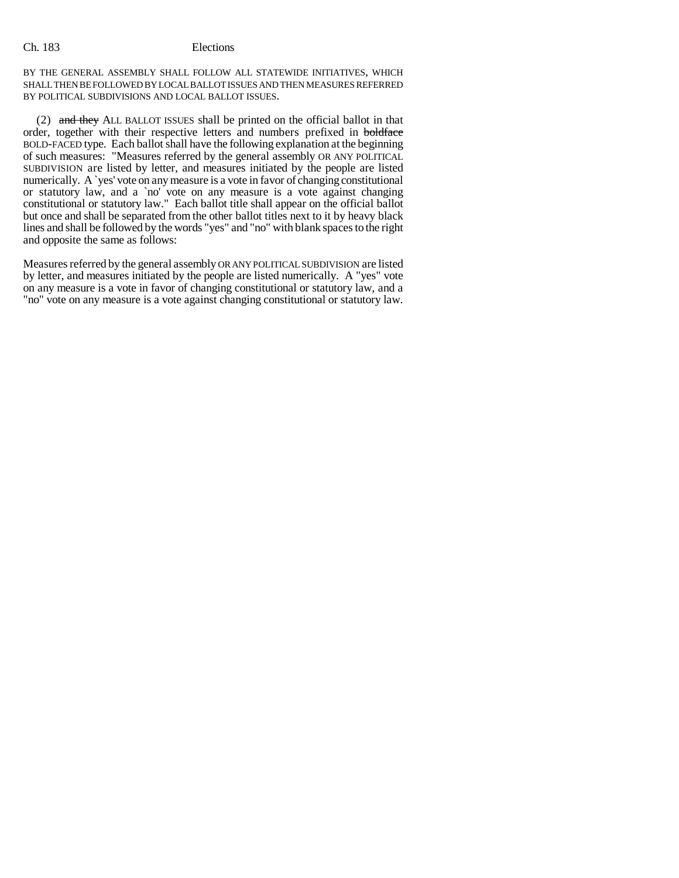BY THE GENERAL ASSEMBLY SHALL FOLLOW ALL STATEWIDE INITIATIVES, WHICH SHALL THEN BE FOLLOWED BY LOCAL BALLOT ISSUES AND THEN MEASURES REFERRED BY POLITICAL SUBDIVISIONS AND LOCAL BALLOT ISSUES.

(2) ~~and they~~ ALL BALLOT ISSUES shall be printed on the official ballot in that order, together with their respective letters and numbers prefixed in ~~boldface~~ BOLD-FACED type. Each ballot shall have the following explanation at the beginning of such measures: "Measures referred by the general assembly OR ANY POLITICAL SUBDIVISION are listed by letter, and measures initiated by the people are listed numerically. A `yes' vote on any measure is a vote in favor of changing constitutional or statutory law, and a `no' vote on any measure is a vote against changing constitutional or statutory law." Each ballot title shall appear on the official ballot but once and shall be separated from the other ballot titles next to it by heavy black lines and shall be followed by the words "yes" and "no" with blank spaces to the right and opposite the same as follows:

Measures referred by the general assembly OR ANY POLITICAL SUBDIVISION are listed by letter, and measures initiated by the people are listed numerically. A "yes" vote on any measure is a vote in favor of changing constitutional or statutory law, and a "no" vote on any measure is a vote against changing constitutional or statutory law.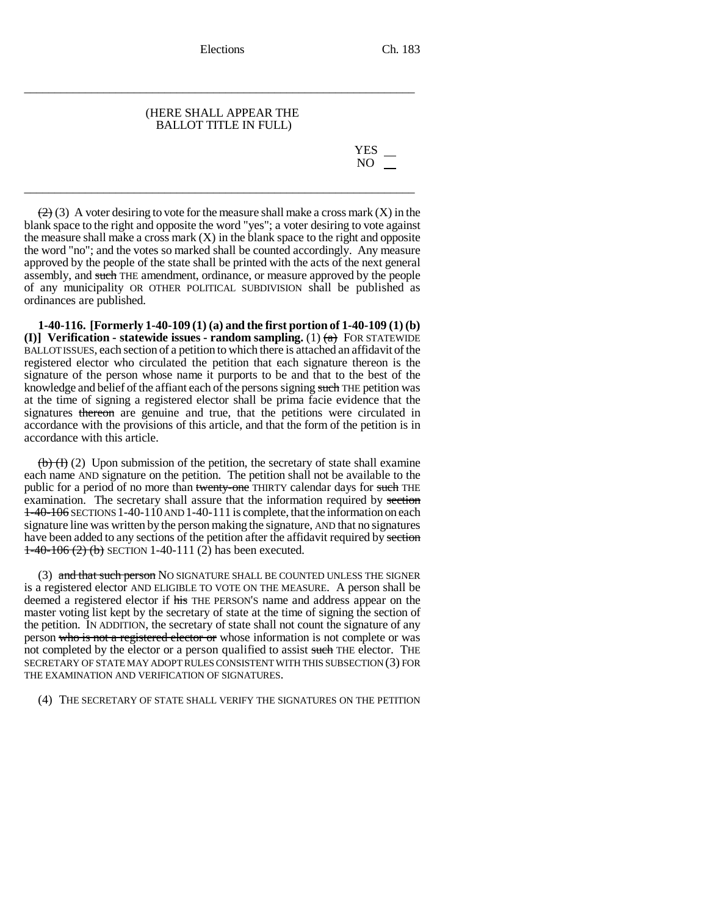(HERE SHALL APPEAR THE BALLOT TITLE IN FULL)

YES \_\_
NO \_\_

~~(2)~~ (3) A voter desiring to vote for the measure shall make a cross mark (X) in the blank space to the right and opposite the word "yes"; a voter desiring to vote against the measure shall make a cross mark (X) in the blank space to the right and opposite the word "no"; and the votes so marked shall be counted accordingly. Any measure approved by the people of the state shall be printed with the acts of the next general assembly, and ~~such~~ THE amendment, ordinance, or measure approved by the people of any municipality OR OTHER POLITICAL SUBDIVISION shall be published as ordinances are published.

**1-40-116. [Formerly 1-40-109 (1) (a) and the first portion of 1-40-109 (1) (b) (I)] Verification - statewide issues - random sampling.** (1) ~~(a)~~ FOR STATEWIDE BALLOT ISSUES, each section of a petition to which there is attached an affidavit of the registered elector who circulated the petition that each signature thereon is the signature of the person whose name it purports to be and that to the best of the knowledge and belief of the affiant each of the persons signing ~~such~~ THE petition was at the time of signing a registered elector shall be prima facie evidence that the signatures ~~thereon~~ are genuine and true, that the petitions were circulated in accordance with the provisions of this article, and that the form of the petition is in accordance with this article.

~~(b) (I)~~ (2) Upon submission of the petition, the secretary of state shall examine each name AND signature on the petition. The petition shall not be available to the public for a period of no more than ~~twenty-one~~ THIRTY calendar days for ~~such~~ THE examination. The secretary shall assure that the information required by ~~section 1-40-106~~ SECTIONS 1-40-110 AND 1-40-111 is complete, that the information on each signature line was written by the person making the signature, AND that no signatures have been added to any sections of the petition after the affidavit required by ~~section 1-40-106 (2) (b)~~ SECTION 1-40-111 (2) has been executed.

(3) ~~and that such person~~ NO SIGNATURE SHALL BE COUNTED UNLESS THE SIGNER is a registered elector AND ELIGIBLE TO VOTE ON THE MEASURE. A person shall be deemed a registered elector if ~~his~~ THE PERSON'S name and address appear on the master voting list kept by the secretary of state at the time of signing the section of the petition. IN ADDITION, the secretary of state shall not count the signature of any person ~~who is not a registered elector or~~ whose information is not complete or was not completed by the elector or a person qualified to assist ~~such~~ THE elector. THE SECRETARY OF STATE MAY ADOPT RULES CONSISTENT WITH THIS SUBSECTION (3) FOR THE EXAMINATION AND VERIFICATION OF SIGNATURES.

(4) THE SECRETARY OF STATE SHALL VERIFY THE SIGNATURES ON THE PETITION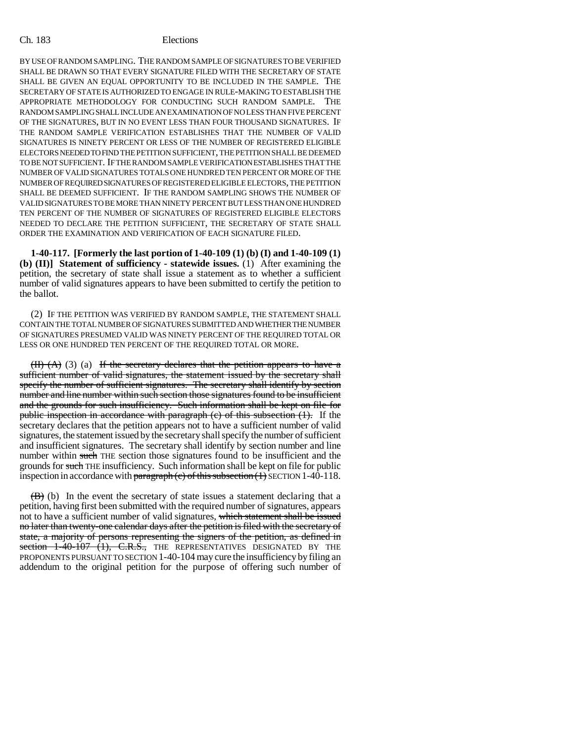BY USE OF RANDOM SAMPLING. THE RANDOM SAMPLE OF SIGNATURES TO BE VERIFIED SHALL BE DRAWN SO THAT EVERY SIGNATURE FILED WITH THE SECRETARY OF STATE SHALL BE GIVEN AN EQUAL OPPORTUNITY TO BE INCLUDED IN THE SAMPLE. THE SECRETARY OF STATE IS AUTHORIZED TO ENGAGE IN RULE-MAKING TO ESTABLISH THE APPROPRIATE METHODOLOGY FOR CONDUCTING SUCH RANDOM SAMPLE. THE RANDOM SAMPLING SHALL INCLUDE AN EXAMINATION OF NO LESS THAN FIVE PERCENT OF THE SIGNATURES, BUT IN NO EVENT LESS THAN FOUR THOUSAND SIGNATURES. IF THE RANDOM SAMPLE VERIFICATION ESTABLISHES THAT THE NUMBER OF VALID SIGNATURES IS NINETY PERCENT OR LESS OF THE NUMBER OF REGISTERED ELIGIBLE ELECTORS NEEDED TO FIND THE PETITION SUFFICIENT, THE PETITION SHALL BE DEEMED TO BE NOT SUFFICIENT. IF THE RANDOM SAMPLE VERIFICATION ESTABLISHES THAT THE NUMBER OF VALID SIGNATURES TOTALS ONE HUNDRED TEN PERCENT OR MORE OF THE NUMBER OF REQUIRED SIGNATURES OF REGISTERED ELIGIBLE ELECTORS, THE PETITION SHALL BE DEEMED SUFFICIENT. IF THE RANDOM SAMPLING SHOWS THE NUMBER OF VALID SIGNATURES TO BE MORE THAN NINETY PERCENT BUT LESS THAN ONE HUNDRED TEN PERCENT OF THE NUMBER OF SIGNATURES OF REGISTERED ELIGIBLE ELECTORS NEEDED TO DECLARE THE PETITION SUFFICIENT, THE SECRETARY OF STATE SHALL ORDER THE EXAMINATION AND VERIFICATION OF EACH SIGNATURE FILED.

**1-40-117. [Formerly the last portion of 1-40-109 (1) (b) (I) and 1-40-109 (1) (b) (II)] Statement of sufficiency - statewide issues.** (1) After examining the petition, the secretary of state shall issue a statement as to whether a sufficient number of valid signatures appears to have been submitted to certify the petition to the ballot.

(2) IF THE PETITION WAS VERIFIED BY RANDOM SAMPLE, THE STATEMENT SHALL CONTAIN THE TOTAL NUMBER OF SIGNATURES SUBMITTED AND WHETHER THE NUMBER OF SIGNATURES PRESUMED VALID WAS NINETY PERCENT OF THE REQUIRED TOTAL OR LESS OR ONE HUNDRED TEN PERCENT OF THE REQUIRED TOTAL OR MORE.

~~(II) (A)~~ (3) (a) ~~If the secretary declares that the petition appears to have a sufficient number of valid signatures, the statement issued by the secretary shall specify the number of sufficient signatures. The secretary shall identify by section number and line number within such section those signatures found to be insufficient and the grounds for such insufficiency. Such information shall be kept on file for public inspection in accordance with paragraph (c) of this subsection (1).~~ If the secretary declares that the petition appears not to have a sufficient number of valid signatures, the statement issued by the secretary shall specify the number of sufficient and insufficient signatures. The secretary shall identify by section number and line number within ~~such~~ THE section those signatures found to be insufficient and the grounds for ~~such~~ THE insufficiency. Such information shall be kept on file for public inspection in accordance with ~~paragraph (c) of this subsection (1)~~ SECTION 1-40-118.

~~(B)~~ (b) In the event the secretary of state issues a statement declaring that a petition, having first been submitted with the required number of signatures, appears not to have a sufficient number of valid signatures, ~~which statement shall be issued no later than twenty-one calendar days after the petition is filed with the secretary of state, a majority of persons representing the signers of the petition, as defined in section 1-40-107 (1), C.R.S.,~~ THE REPRESENTATIVES DESIGNATED BY THE PROPONENTS PURSUANT TO SECTION 1-40-104 may cure the insufficiency by filing an addendum to the original petition for the purpose of offering such number of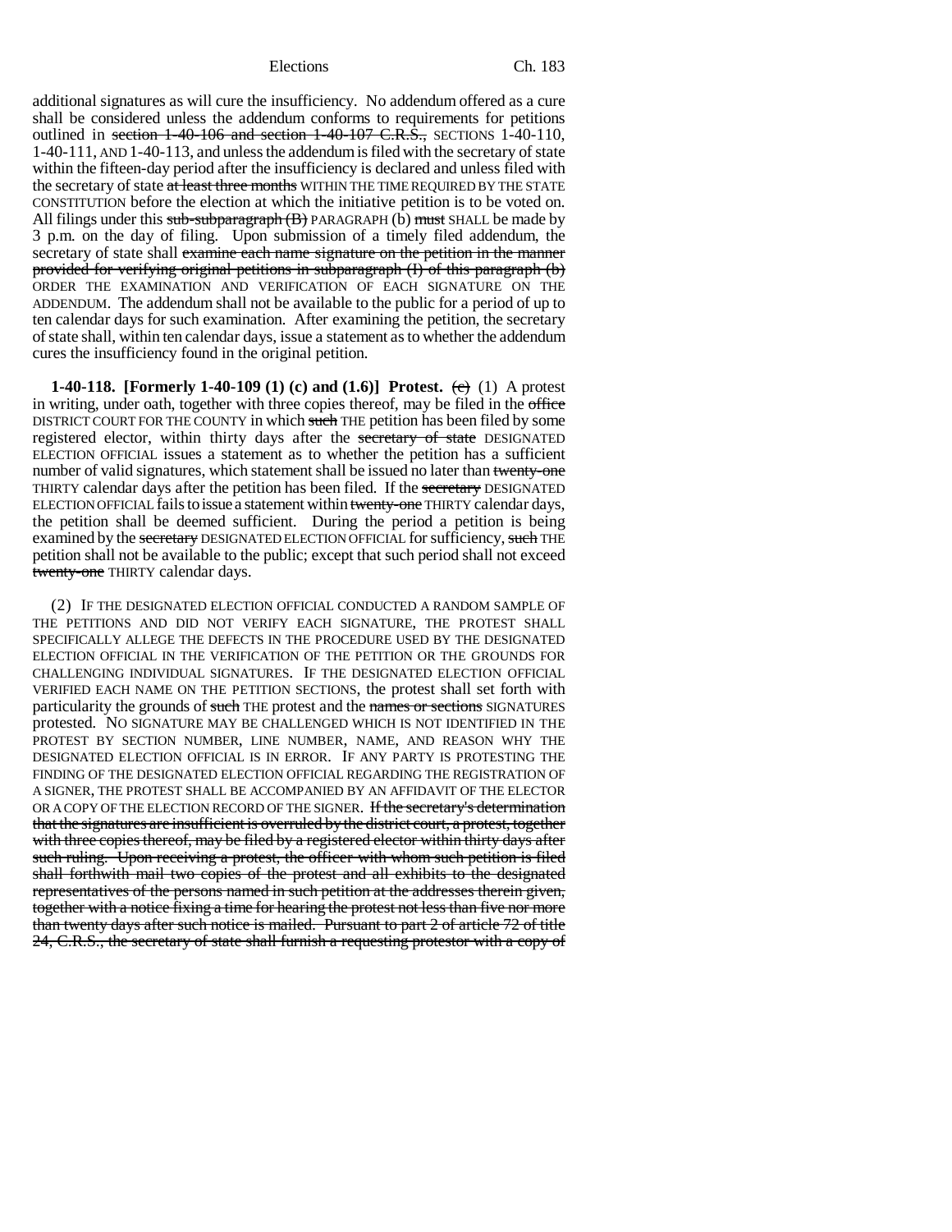additional signatures as will cure the insufficiency. No addendum offered as a cure shall be considered unless the addendum conforms to requirements for petitions outlined in ~~section 1-40-106 and section 1-40-107 C.R.S.,~~ SECTIONS 1-40-110, 1-40-111, AND 1-40-113, and unless the addendum is filed with the secretary of state within the fifteen-day period after the insufficiency is declared and unless filed with the secretary of state ~~at least three months~~ WITHIN THE TIME REQUIRED BY THE STATE CONSTITUTION before the election at which the initiative petition is to be voted on. All filings under this ~~sub-subparagraph (B)~~ PARAGRAPH (b) ~~must~~ SHALL be made by 3 p.m. on the day of filing. Upon submission of a timely filed addendum, the secretary of state shall ~~examine each name signature on the petition in the manner provided for verifying original petitions in subparagraph (I) of this paragraph (b)~~ ORDER THE EXAMINATION AND VERIFICATION OF EACH SIGNATURE ON THE ADDENDUM. The addendum shall not be available to the public for a period of up to ten calendar days for such examination. After examining the petition, the secretary of state shall, within ten calendar days, issue a statement as to whether the addendum cures the insufficiency found in the original petition.

**1-40-118. [Formerly 1-40-109 (1) (c) and (1.6)] Protest.** ~~(c)~~ (1) A protest in writing, under oath, together with three copies thereof, may be filed in the ~~office~~ DISTRICT COURT FOR THE COUNTY in which ~~such~~ THE petition has been filed by some registered elector, within thirty days after the ~~secretary of state~~ DESIGNATED ELECTION OFFICIAL issues a statement as to whether the petition has a sufficient number of valid signatures, which statement shall be issued no later than ~~twenty-one~~ THIRTY calendar days after the petition has been filed. If the ~~secretary~~ DESIGNATED ELECTION OFFICIAL fails to issue a statement within ~~twenty-one~~ THIRTY calendar days, the petition shall be deemed sufficient. During the period a petition is being examined by the ~~secretary~~ DESIGNATED ELECTION OFFICIAL for sufficiency, ~~such~~ THE petition shall not be available to the public; except that such period shall not exceed ~~twenty-one~~ THIRTY calendar days.

(2) IF THE DESIGNATED ELECTION OFFICIAL CONDUCTED A RANDOM SAMPLE OF THE PETITIONS AND DID NOT VERIFY EACH SIGNATURE, THE PROTEST SHALL SPECIFICALLY ALLEGE THE DEFECTS IN THE PROCEDURE USED BY THE DESIGNATED ELECTION OFFICIAL IN THE VERIFICATION OF THE PETITION OR THE GROUNDS FOR CHALLENGING INDIVIDUAL SIGNATURES. IF THE DESIGNATED ELECTION OFFICIAL VERIFIED EACH NAME ON THE PETITION SECTIONS, the protest shall set forth with particularity the grounds of ~~such~~ THE protest and the ~~names or sections~~ SIGNATURES protested. NO SIGNATURE MAY BE CHALLENGED WHICH IS NOT IDENTIFIED IN THE PROTEST BY SECTION NUMBER, LINE NUMBER, NAME, AND REASON WHY THE DESIGNATED ELECTION OFFICIAL IS IN ERROR. IF ANY PARTY IS PROTESTING THE FINDING OF THE DESIGNATED ELECTION OFFICIAL REGARDING THE REGISTRATION OF A SIGNER, THE PROTEST SHALL BE ACCOMPANIED BY AN AFFIDAVIT OF THE ELECTOR OR A COPY OF THE ELECTION RECORD OF THE SIGNER. ~~If the secretary's determination that the signatures are insufficient is overruled by the district court, a protest, together with three copies thereof, may be filed by a registered elector within thirty days after such ruling. Upon receiving a protest, the officer with whom such petition is filed shall forthwith mail two copies of the protest and all exhibits to the designated representatives of the persons named in such petition at the addresses therein given, together with a notice fixing a time for hearing the protest not less than five nor more than twenty days after such notice is mailed. Pursuant to part 2 of article 72 of title 24, C.R.S., the secretary of state shall furnish a requesting protestor with a copy of~~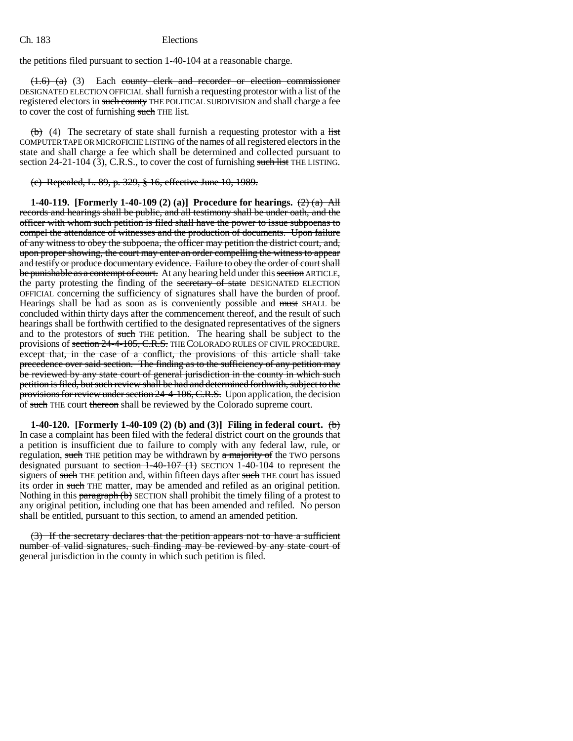the petitions filed pursuant to section 1-40-104 at a reasonable charge.

(1.6) (a) (3) Each county clerk and recorder or election commissioner DESIGNATED ELECTION OFFICIAL shall furnish a requesting protestor with a list of the registered electors in such county THE POLITICAL SUBDIVISION and shall charge a fee to cover the cost of furnishing such THE list.

(b) (4) The secretary of state shall furnish a requesting protestor with a list COMPUTER TAPE OR MICROFICHE LISTING of the names of all registered electors in the state and shall charge a fee which shall be determined and collected pursuant to section 24-21-104 (3), C.R.S., to cover the cost of furnishing such list THE LISTING.

(c) Repealed, L. 89, p. 329, § 16, effective June 10, 1989.

**1-40-119. [Formerly 1-40-109 (2) (a)] Procedure for hearings.** (2) (a) All records and hearings shall be public, and all testimony shall be under oath, and the officer with whom such petition is filed shall have the power to issue subpoenas to compel the attendance of witnesses and the production of documents. Upon failure of any witness to obey the subpoena, the officer may petition the district court, and, upon proper showing, the court may enter an order compelling the witness to appear and testify or produce documentary evidence. Failure to obey the order of court shall be punishable as a contempt of court. At any hearing held under this section ARTICLE, the party protesting the finding of the secretary of state DESIGNATED ELECTION OFFICIAL concerning the sufficiency of signatures shall have the burden of proof. Hearings shall be had as soon as is conveniently possible and must SHALL be concluded within thirty days after the commencement thereof, and the result of such hearings shall be forthwith certified to the designated representatives of the signers and to the protestors of such THE petition. The hearing shall be subject to the provisions of section 24-4-105, C.R.S. THE COLORADO RULES OF CIVIL PROCEDURE. except that, in the case of a conflict, the provisions of this article shall take precedence over said section. The finding as to the sufficiency of any petition may be reviewed by any state court of general jurisdiction in the county in which such petition is filed, but such review shall be had and determined forthwith, subject to the provisions for review under section 24-4-106, C.R.S. Upon application, the decision of such THE court thereon shall be reviewed by the Colorado supreme court.

**1-40-120. [Formerly 1-40-109 (2) (b) and (3)] Filing in federal court.** (b) In case a complaint has been filed with the federal district court on the grounds that a petition is insufficient due to failure to comply with any federal law, rule, or regulation, such THE petition may be withdrawn by a majority of the TWO persons designated pursuant to section 1-40-107 (1) SECTION 1-40-104 to represent the signers of such THE petition and, within fifteen days after such THE court has issued its order in such THE matter, may be amended and refiled as an original petition. Nothing in this paragraph (b) SECTION shall prohibit the timely filing of a protest to any original petition, including one that has been amended and refiled. No person shall be entitled, pursuant to this section, to amend an amended petition.

(3) If the secretary declares that the petition appears not to have a sufficient number of valid signatures, such finding may be reviewed by any state court of general jurisdiction in the county in which such petition is filed.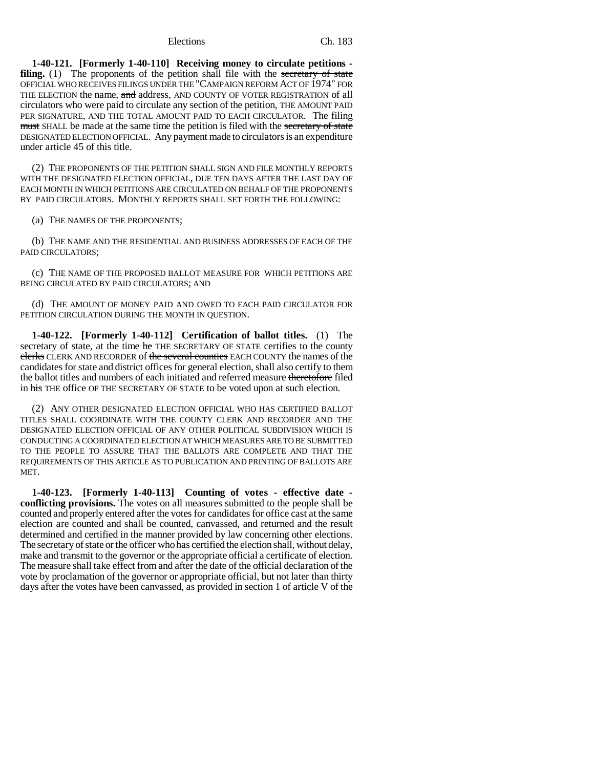**1-40-121. [Formerly 1-40-110] Receiving money to circulate petitions - filing.** (1) The proponents of the petition shall file with the ~~secretary of state~~ OFFICIAL WHO RECEIVES FILINGS UNDER THE "CAMPAIGN REFORM ACT OF 1974" FOR THE ELECTION the name, ~~and~~ address, AND COUNTY OF VOTER REGISTRATION of all circulators who were paid to circulate any section of the petition, THE AMOUNT PAID PER SIGNATURE, AND THE TOTAL AMOUNT PAID TO EACH CIRCULATOR. The filing ~~must~~ SHALL be made at the same time the petition is filed with the ~~secretary of state~~ DESIGNATED ELECTION OFFICIAL. Any payment made to circulators is an expenditure under article 45 of this title.

(2) THE PROPONENTS OF THE PETITION SHALL SIGN AND FILE MONTHLY REPORTS WITH THE DESIGNATED ELECTION OFFICIAL, DUE TEN DAYS AFTER THE LAST DAY OF EACH MONTH IN WHICH PETITIONS ARE CIRCULATED ON BEHALF OF THE PROPONENTS BY PAID CIRCULATORS. MONTHLY REPORTS SHALL SET FORTH THE FOLLOWING:

(a) THE NAMES OF THE PROPONENTS;

(b) THE NAME AND THE RESIDENTIAL AND BUSINESS ADDRESSES OF EACH OF THE PAID CIRCULATORS;

(c) THE NAME OF THE PROPOSED BALLOT MEASURE FOR WHICH PETITIONS ARE BEING CIRCULATED BY PAID CIRCULATORS; AND

(d) THE AMOUNT OF MONEY PAID AND OWED TO EACH PAID CIRCULATOR FOR PETITION CIRCULATION DURING THE MONTH IN QUESTION.

**1-40-122. [Formerly 1-40-112] Certification of ballot titles.** (1) The secretary of state, at the time ~~he~~ THE SECRETARY OF STATE certifies to the county ~~clerks~~ CLERK AND RECORDER of ~~the several counties~~ EACH COUNTY the names of the candidates for state and district offices for general election, shall also certify to them the ballot titles and numbers of each initiated and referred measure ~~theretofore~~ filed in ~~his~~ THE office OF THE SECRETARY OF STATE to be voted upon at such election.

(2) ANY OTHER DESIGNATED ELECTION OFFICIAL WHO HAS CERTIFIED BALLOT TITLES SHALL COORDINATE WITH THE COUNTY CLERK AND RECORDER AND THE DESIGNATED ELECTION OFFICIAL OF ANY OTHER POLITICAL SUBDIVISION WHICH IS CONDUCTING A COORDINATED ELECTION AT WHICH MEASURES ARE TO BE SUBMITTED TO THE PEOPLE TO ASSURE THAT THE BALLOTS ARE COMPLETE AND THAT THE REQUIREMENTS OF THIS ARTICLE AS TO PUBLICATION AND PRINTING OF BALLOTS ARE MET.

**1-40-123. [Formerly 1-40-113] Counting of votes - effective date - conflicting provisions.** The votes on all measures submitted to the people shall be counted and properly entered after the votes for candidates for office cast at the same election are counted and shall be counted, canvassed, and returned and the result determined and certified in the manner provided by law concerning other elections. The secretary of state or the officer who has certified the election shall, without delay, make and transmit to the governor or the appropriate official a certificate of election. The measure shall take effect from and after the date of the official declaration of the vote by proclamation of the governor or appropriate official, but not later than thirty days after the votes have been canvassed, as provided in section 1 of article V of the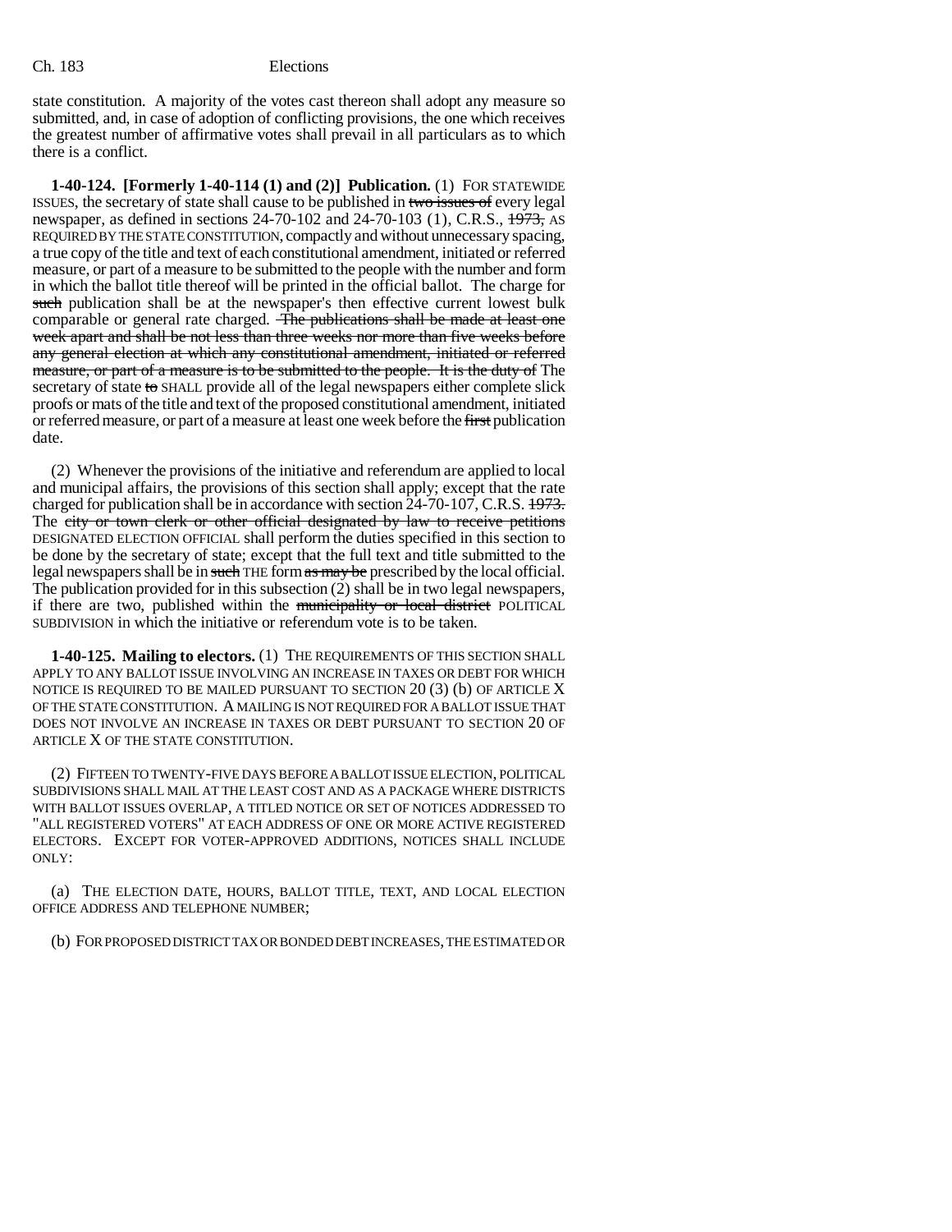state constitution. A majority of the votes cast thereon shall adopt any measure so submitted, and, in case of adoption of conflicting provisions, the one which receives the greatest number of affirmative votes shall prevail in all particulars as to which there is a conflict.

**1-40-124. [Formerly 1-40-114 (1) and (2)] Publication.** (1) FOR STATEWIDE ISSUES, the secretary of state shall cause to be published in ~~two issues of~~ every legal newspaper, as defined in sections 24-70-102 and 24-70-103 (1), C.R.S., ~~1973,~~ AS REQUIRED BY THE STATE CONSTITUTION, compactly and without unnecessary spacing, a true copy of the title and text of each constitutional amendment, initiated or referred measure, or part of a measure to be submitted to the people with the number and form in which the ballot title thereof will be printed in the official ballot. The charge for ~~such~~ publication shall be at the newspaper's then effective current lowest bulk comparable or general rate charged. ~~The publications shall be made at least one week apart and shall be not less than three weeks nor more than five weeks before any general election at which any constitutional amendment, initiated or referred measure, or part of a measure is to be submitted to the people. It is the duty of~~ The secretary of state ~~to~~ SHALL provide all of the legal newspapers either complete slick proofs or mats of the title and text of the proposed constitutional amendment, initiated or referred measure, or part of a measure at least one week before the ~~first~~ publication date.

(2) Whenever the provisions of the initiative and referendum are applied to local and municipal affairs, the provisions of this section shall apply; except that the rate charged for publication shall be in accordance with section 24-70-107, C.R.S. ~~1973.~~ The ~~city or town clerk or other official designated by law to receive petitions~~ DESIGNATED ELECTION OFFICIAL shall perform the duties specified in this section to be done by the secretary of state; except that the full text and title submitted to the legal newspapers shall be in ~~such~~ THE form ~~as may be~~ prescribed by the local official. The publication provided for in this subsection (2) shall be in two legal newspapers, if there are two, published within the ~~municipality or local district~~ POLITICAL SUBDIVISION in which the initiative or referendum vote is to be taken.

**1-40-125. Mailing to electors.** (1) THE REQUIREMENTS OF THIS SECTION SHALL APPLY TO ANY BALLOT ISSUE INVOLVING AN INCREASE IN TAXES OR DEBT FOR WHICH NOTICE IS REQUIRED TO BE MAILED PURSUANT TO SECTION 20 (3) (b) OF ARTICLE X OF THE STATE CONSTITUTION. A MAILING IS NOT REQUIRED FOR A BALLOT ISSUE THAT DOES NOT INVOLVE AN INCREASE IN TAXES OR DEBT PURSUANT TO SECTION 20 OF ARTICLE X OF THE STATE CONSTITUTION.

(2) FIFTEEN TO TWENTY-FIVE DAYS BEFORE A BALLOT ISSUE ELECTION, POLITICAL SUBDIVISIONS SHALL MAIL AT THE LEAST COST AND AS A PACKAGE WHERE DISTRICTS WITH BALLOT ISSUES OVERLAP, A TITLED NOTICE OR SET OF NOTICES ADDRESSED TO "ALL REGISTERED VOTERS" AT EACH ADDRESS OF ONE OR MORE ACTIVE REGISTERED ELECTORS. EXCEPT FOR VOTER-APPROVED ADDITIONS, NOTICES SHALL INCLUDE ONLY:

(a) THE ELECTION DATE, HOURS, BALLOT TITLE, TEXT, AND LOCAL ELECTION OFFICE ADDRESS AND TELEPHONE NUMBER;

(b) FOR PROPOSED DISTRICT TAX OR BONDED DEBT INCREASES, THE ESTIMATED OR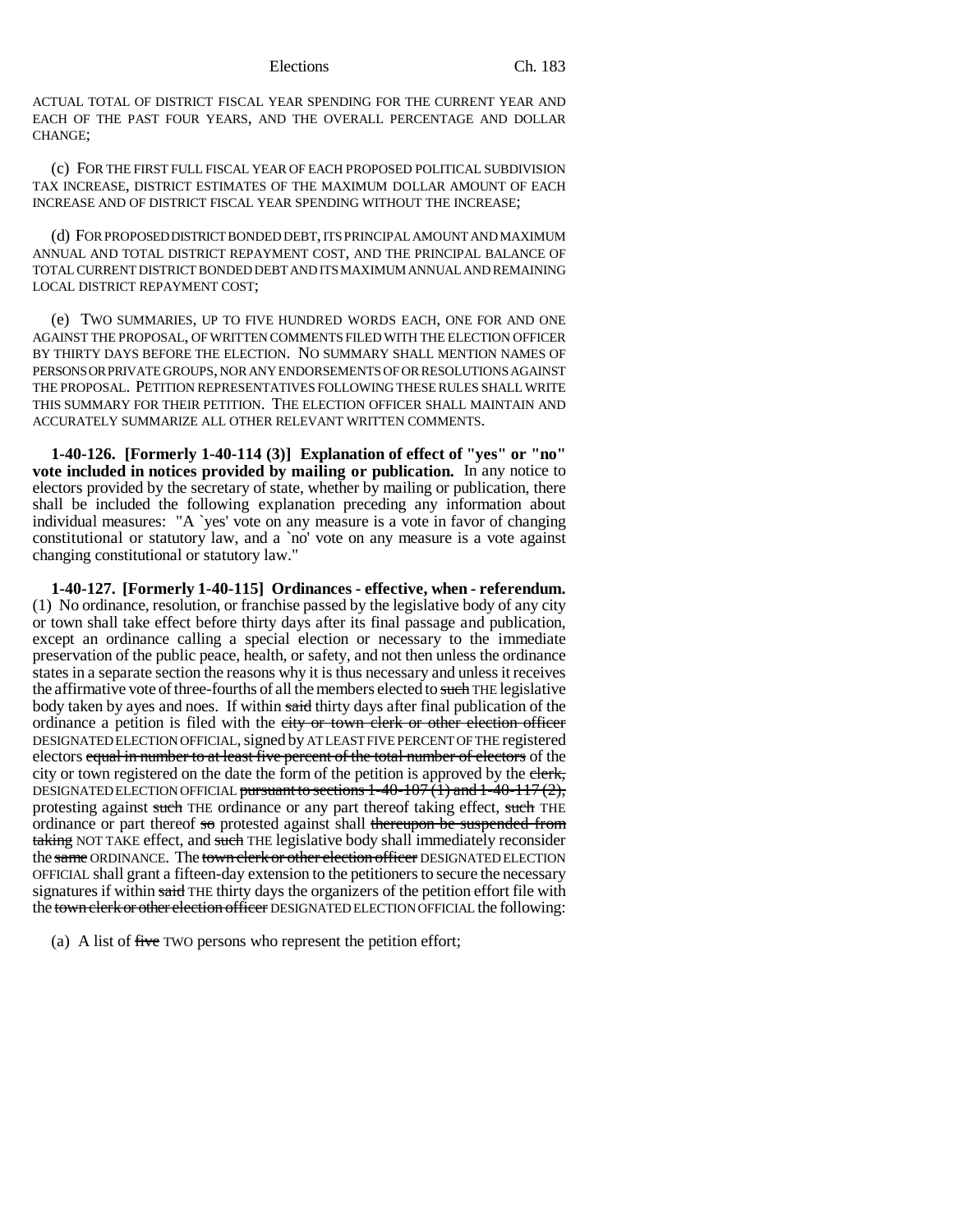ACTUAL TOTAL OF DISTRICT FISCAL YEAR SPENDING FOR THE CURRENT YEAR AND EACH OF THE PAST FOUR YEARS, AND THE OVERALL PERCENTAGE AND DOLLAR CHANGE;

(c) FOR THE FIRST FULL FISCAL YEAR OF EACH PROPOSED POLITICAL SUBDIVISION TAX INCREASE, DISTRICT ESTIMATES OF THE MAXIMUM DOLLAR AMOUNT OF EACH INCREASE AND OF DISTRICT FISCAL YEAR SPENDING WITHOUT THE INCREASE;

(d) FOR PROPOSED DISTRICT BONDED DEBT, ITS PRINCIPAL AMOUNT AND MAXIMUM ANNUAL AND TOTAL DISTRICT REPAYMENT COST, AND THE PRINCIPAL BALANCE OF TOTAL CURRENT DISTRICT BONDED DEBT AND ITS MAXIMUM ANNUAL AND REMAINING LOCAL DISTRICT REPAYMENT COST;

(e) TWO SUMMARIES, UP TO FIVE HUNDRED WORDS EACH, ONE FOR AND ONE AGAINST THE PROPOSAL, OF WRITTEN COMMENTS FILED WITH THE ELECTION OFFICER BY THIRTY DAYS BEFORE THE ELECTION. NO SUMMARY SHALL MENTION NAMES OF PERSONS OR PRIVATE GROUPS, NOR ANY ENDORSEMENTS OF OR RESOLUTIONS AGAINST THE PROPOSAL. PETITION REPRESENTATIVES FOLLOWING THESE RULES SHALL WRITE THIS SUMMARY FOR THEIR PETITION. THE ELECTION OFFICER SHALL MAINTAIN AND ACCURATELY SUMMARIZE ALL OTHER RELEVANT WRITTEN COMMENTS.

**1-40-126. [Formerly 1-40-114 (3)] Explanation of effect of "yes" or "no" vote included in notices provided by mailing or publication.** In any notice to electors provided by the secretary of state, whether by mailing or publication, there shall be included the following explanation preceding any information about individual measures: "A `yes' vote on any measure is a vote in favor of changing constitutional or statutory law, and a `no' vote on any measure is a vote against changing constitutional or statutory law."

**1-40-127. [Formerly 1-40-115] Ordinances - effective, when - referendum.** (1) No ordinance, resolution, or franchise passed by the legislative body of any city or town shall take effect before thirty days after its final passage and publication, except an ordinance calling a special election or necessary to the immediate preservation of the public peace, health, or safety, and not then unless the ordinance states in a separate section the reasons why it is thus necessary and unless it receives the affirmative vote of three-fourths of all the members elected to ~~such~~ THE legislative body taken by ayes and noes. If within ~~said~~ thirty days after final publication of the ordinance a petition is filed with the ~~city or town clerk or other election officer~~ DESIGNATED ELECTION OFFICIAL, signed by AT LEAST FIVE PERCENT OF THE registered electors ~~equal in number to at least five percent of the total number of electors~~ of the city or town registered on the date the form of the petition is approved by the ~~clerk,~~ DESIGNATED ELECTION OFFICIAL ~~pursuant to sections 1-40-107 (1) and 1-40-117 (2),~~ protesting against ~~such~~ THE ordinance or any part thereof taking effect, ~~such~~ THE ordinance or part thereof ~~so~~ protested against shall ~~thereupon be suspended from taking~~ NOT TAKE effect, and ~~such~~ THE legislative body shall immediately reconsider the ~~same~~ ORDINANCE. The ~~town clerk or other election officer~~ DESIGNATED ELECTION OFFICIAL shall grant a fifteen-day extension to the petitioners to secure the necessary signatures if within ~~said~~ THE thirty days the organizers of the petition effort file with the ~~town clerk or other election officer~~ DESIGNATED ELECTION OFFICIAL the following:

(a) A list of ~~five~~ TWO persons who represent the petition effort;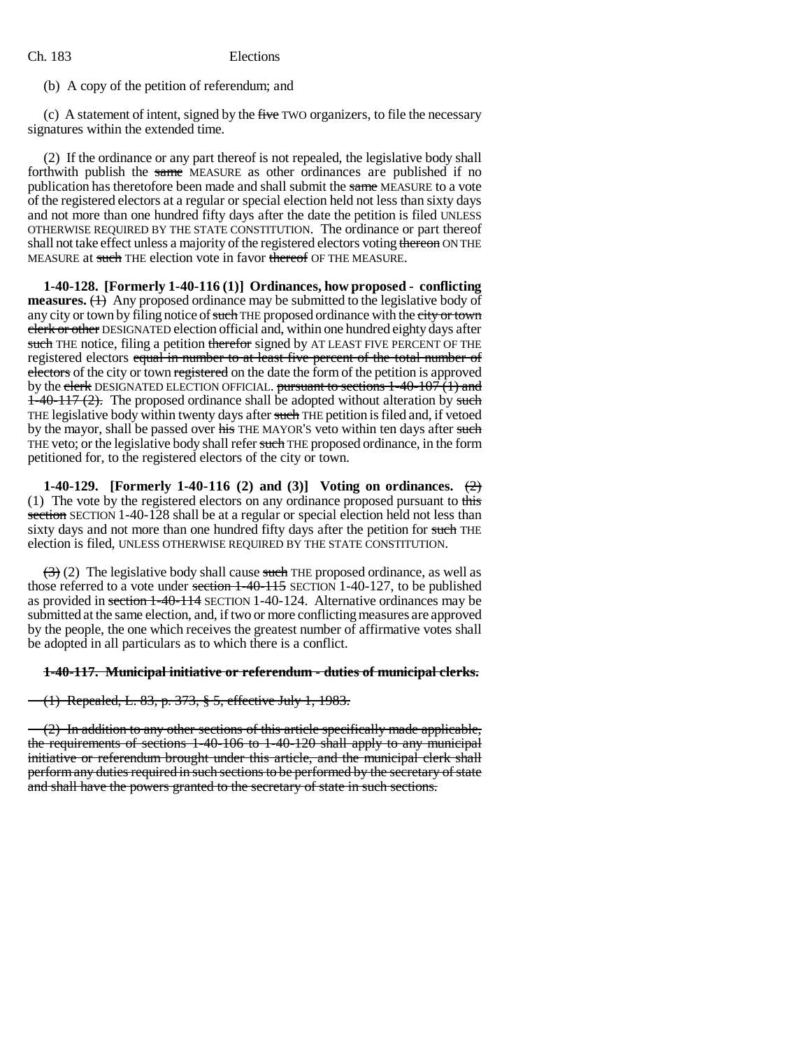(b) A copy of the petition of referendum; and

(c) A statement of intent, signed by the ~~five~~ TWO organizers, to file the necessary signatures within the extended time.

(2) If the ordinance or any part thereof is not repealed, the legislative body shall forthwith publish the ~~same~~ MEASURE as other ordinances are published if no publication has theretofore been made and shall submit the ~~same~~ MEASURE to a vote of the registered electors at a regular or special election held not less than sixty days and not more than one hundred fifty days after the date the petition is filed UNLESS OTHERWISE REQUIRED BY THE STATE CONSTITUTION. The ordinance or part thereof shall not take effect unless a majority of the registered electors voting ~~thereon~~ ON THE MEASURE at ~~such~~ THE election vote in favor ~~thereof~~ OF THE MEASURE.

**1-40-128. [Formerly 1-40-116 (1)] Ordinances, how proposed - conflicting measures.** ~~(1)~~ Any proposed ordinance may be submitted to the legislative body of any city or town by filing notice of ~~such~~ THE proposed ordinance with the ~~city or town clerk or other~~ DESIGNATED election official and, within one hundred eighty days after ~~such~~ THE notice, filing a petition ~~therefor~~ signed by AT LEAST FIVE PERCENT OF THE registered electors ~~equal in number to at least five percent of the total number of electors~~ of the city or town ~~registered~~ on the date the form of the petition is approved by the ~~clerk~~ DESIGNATED ELECTION OFFICIAL. ~~pursuant to sections 1-40-107 (1) and 1-40-117 (2).~~ The proposed ordinance shall be adopted without alteration by ~~such~~ THE legislative body within twenty days after ~~such~~ THE petition is filed and, if vetoed by the mayor, shall be passed over ~~his~~ THE MAYOR'S veto within ten days after ~~such~~ THE veto; or the legislative body shall refer ~~such~~ THE proposed ordinance, in the form petitioned for, to the registered electors of the city or town.

**1-40-129. [Formerly 1-40-116 (2) and (3)] Voting on ordinances.** ~~(2)~~ (1) The vote by the registered electors on any ordinance proposed pursuant to ~~this section~~ SECTION 1-40-128 shall be at a regular or special election held not less than sixty days and not more than one hundred fifty days after the petition for ~~such~~ THE election is filed, UNLESS OTHERWISE REQUIRED BY THE STATE CONSTITUTION.

~~(3)~~ (2) The legislative body shall cause ~~such~~ THE proposed ordinance, as well as those referred to a vote under ~~section 1-40-115~~ SECTION 1-40-127, to be published as provided in ~~section 1-40-114~~ SECTION 1-40-124. Alternative ordinances may be submitted at the same election, and, if two or more conflicting measures are approved by the people, the one which receives the greatest number of affirmative votes shall be adopted in all particulars as to which there is a conflict.

~~**1-40-117. Municipal initiative or referendum - duties of municipal clerks.**~~

~~(1) Repealed, L. 83, p. 373, § 5, effective July 1, 1983.~~

~~(2) In addition to any other sections of this article specifically made applicable, the requirements of sections 1-40-106 to 1-40-120 shall apply to any municipal initiative or referendum brought under this article, and the municipal clerk shall perform any duties required in such sections to be performed by the secretary of state and shall have the powers granted to the secretary of state in such sections.~~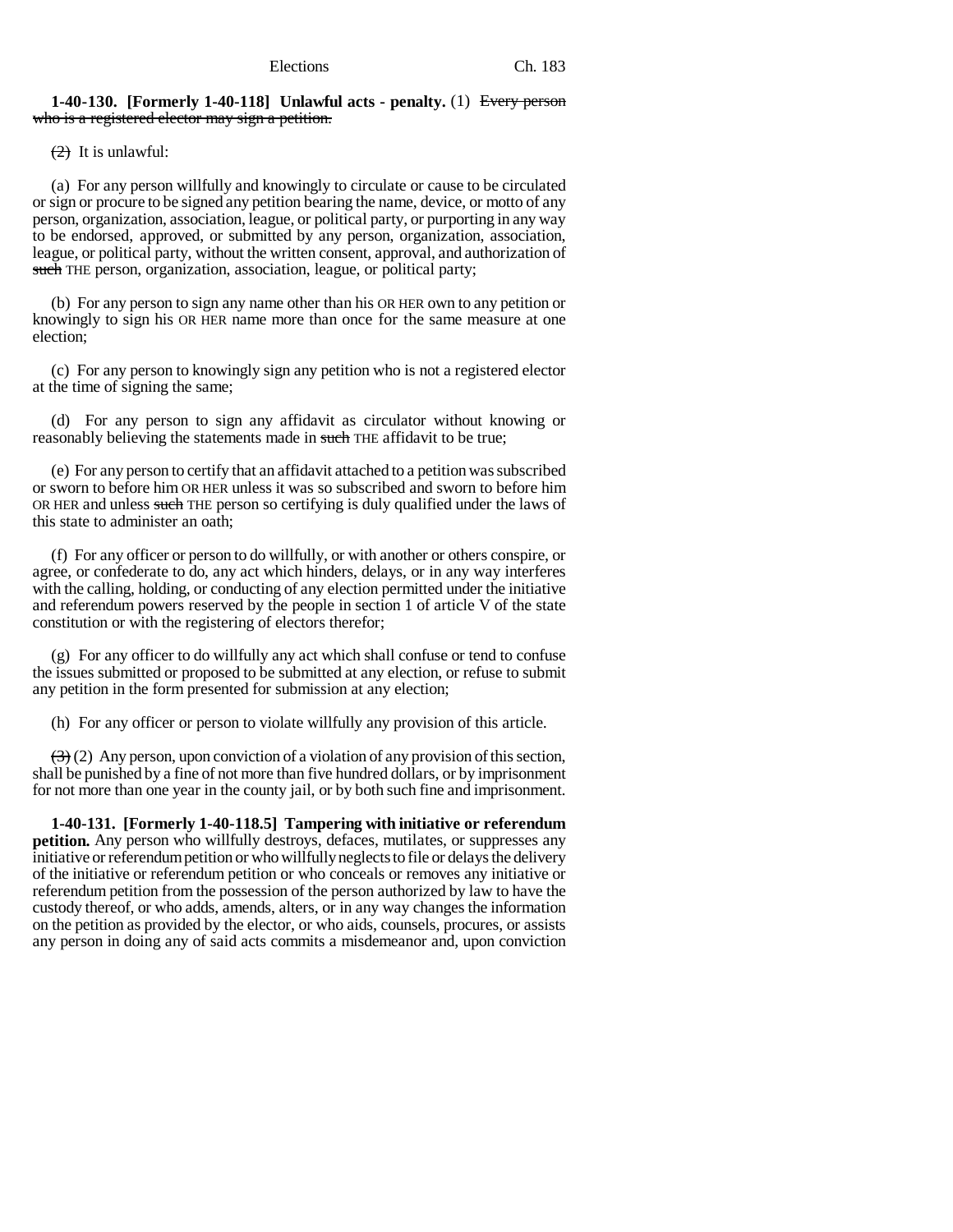**1-40-130. [Formerly 1-40-118] Unlawful acts - penalty.** (1) ~~Every person who is a registered elector may sign a petition.~~

~~(2)~~ It is unlawful:

(a) For any person willfully and knowingly to circulate or cause to be circulated or sign or procure to be signed any petition bearing the name, device, or motto of any person, organization, association, league, or political party, or purporting in any way to be endorsed, approved, or submitted by any person, organization, association, league, or political party, without the written consent, approval, and authorization of ~~such~~ THE person, organization, association, league, or political party;

(b) For any person to sign any name other than his OR HER own to any petition or knowingly to sign his OR HER name more than once for the same measure at one election;

(c) For any person to knowingly sign any petition who is not a registered elector at the time of signing the same;

(d) For any person to sign any affidavit as circulator without knowing or reasonably believing the statements made in ~~such~~ THE affidavit to be true;

(e) For any person to certify that an affidavit attached to a petition was subscribed or sworn to before him OR HER unless it was so subscribed and sworn to before him OR HER and unless ~~such~~ THE person so certifying is duly qualified under the laws of this state to administer an oath;

(f) For any officer or person to do willfully, or with another or others conspire, or agree, or confederate to do, any act which hinders, delays, or in any way interferes with the calling, holding, or conducting of any election permitted under the initiative and referendum powers reserved by the people in section 1 of article V of the state constitution or with the registering of electors therefor;

(g) For any officer to do willfully any act which shall confuse or tend to confuse the issues submitted or proposed to be submitted at any election, or refuse to submit any petition in the form presented for submission at any election;

(h) For any officer or person to violate willfully any provision of this article.

~~(3)~~ (2) Any person, upon conviction of a violation of any provision of this section, shall be punished by a fine of not more than five hundred dollars, or by imprisonment for not more than one year in the county jail, or by both such fine and imprisonment.

**1-40-131. [Formerly 1-40-118.5] Tampering with initiative or referendum petition.** Any person who willfully destroys, defaces, mutilates, or suppresses any initiative or referendum petition or who willfully neglects to file or delays the delivery of the initiative or referendum petition or who conceals or removes any initiative or referendum petition from the possession of the person authorized by law to have the custody thereof, or who adds, amends, alters, or in any way changes the information on the petition as provided by the elector, or who aids, counsels, procures, or assists any person in doing any of said acts commits a misdemeanor and, upon conviction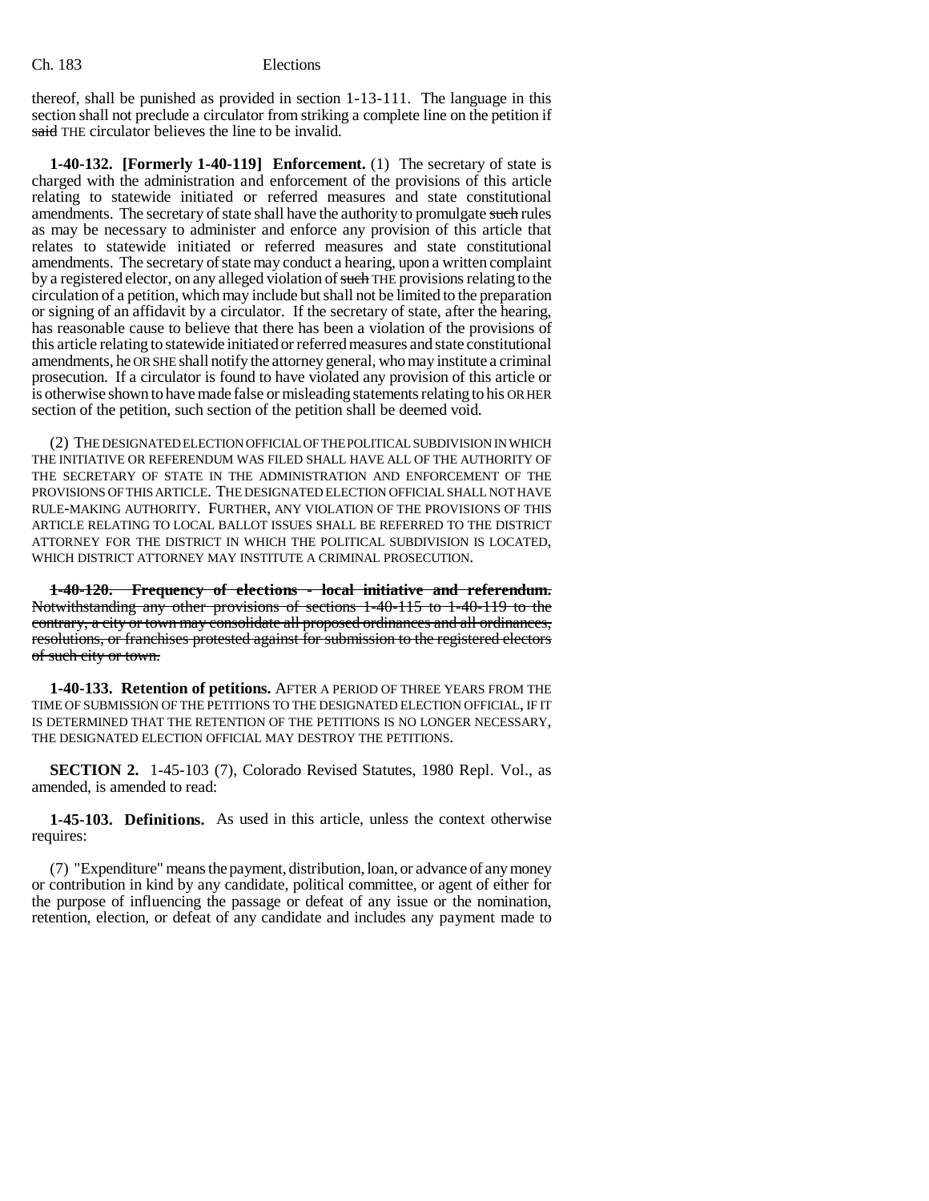thereof, shall be punished as provided in section 1-13-111. The language in this section shall not preclude a circulator from striking a complete line on the petition if ~~said~~ THE circulator believes the line to be invalid.

**1-40-132. [Formerly 1-40-119] Enforcement.** (1) The secretary of state is charged with the administration and enforcement of the provisions of this article relating to statewide initiated or referred measures and state constitutional amendments. The secretary of state shall have the authority to promulgate ~~such~~ rules as may be necessary to administer and enforce any provision of this article that relates to statewide initiated or referred measures and state constitutional amendments. The secretary of state may conduct a hearing, upon a written complaint by a registered elector, on any alleged violation of ~~such~~ THE provisions relating to the circulation of a petition, which may include but shall not be limited to the preparation or signing of an affidavit by a circulator. If the secretary of state, after the hearing, has reasonable cause to believe that there has been a violation of the provisions of this article relating to statewide initiated or referred measures and state constitutional amendments, he OR SHE shall notify the attorney general, who may institute a criminal prosecution. If a circulator is found to have violated any provision of this article or is otherwise shown to have made false or misleading statements relating to his OR HER section of the petition, such section of the petition shall be deemed void.

(2) THE DESIGNATED ELECTION OFFICIAL OF THE POLITICAL SUBDIVISION IN WHICH THE INITIATIVE OR REFERENDUM WAS FILED SHALL HAVE ALL OF THE AUTHORITY OF THE SECRETARY OF STATE IN THE ADMINISTRATION AND ENFORCEMENT OF THE PROVISIONS OF THIS ARTICLE. THE DESIGNATED ELECTION OFFICIAL SHALL NOT HAVE RULE-MAKING AUTHORITY. FURTHER, ANY VIOLATION OF THE PROVISIONS OF THIS ARTICLE RELATING TO LOCAL BALLOT ISSUES SHALL BE REFERRED TO THE DISTRICT ATTORNEY FOR THE DISTRICT IN WHICH THE POLITICAL SUBDIVISION IS LOCATED, WHICH DISTRICT ATTORNEY MAY INSTITUTE A CRIMINAL PROSECUTION.

~~**1-40-120. Frequency of elections - local initiative and referendum.** Notwithstanding any other provisions of sections 1-40-115 to 1-40-119 to the contrary, a city or town may consolidate all proposed ordinances and all ordinances, resolutions, or franchises protested against for submission to the registered electors of such city or town.~~

**1-40-133. Retention of petitions.** AFTER A PERIOD OF THREE YEARS FROM THE TIME OF SUBMISSION OF THE PETITIONS TO THE DESIGNATED ELECTION OFFICIAL, IF IT IS DETERMINED THAT THE RETENTION OF THE PETITIONS IS NO LONGER NECESSARY, THE DESIGNATED ELECTION OFFICIAL MAY DESTROY THE PETITIONS.

**SECTION 2.** 1-45-103 (7), Colorado Revised Statutes, 1980 Repl. Vol., as amended, is amended to read:

**1-45-103. Definitions.** As used in this article, unless the context otherwise requires:

(7) "Expenditure" means the payment, distribution, loan, or advance of any money or contribution in kind by any candidate, political committee, or agent of either for the purpose of influencing the passage or defeat of any issue or the nomination, retention, election, or defeat of any candidate and includes any payment made to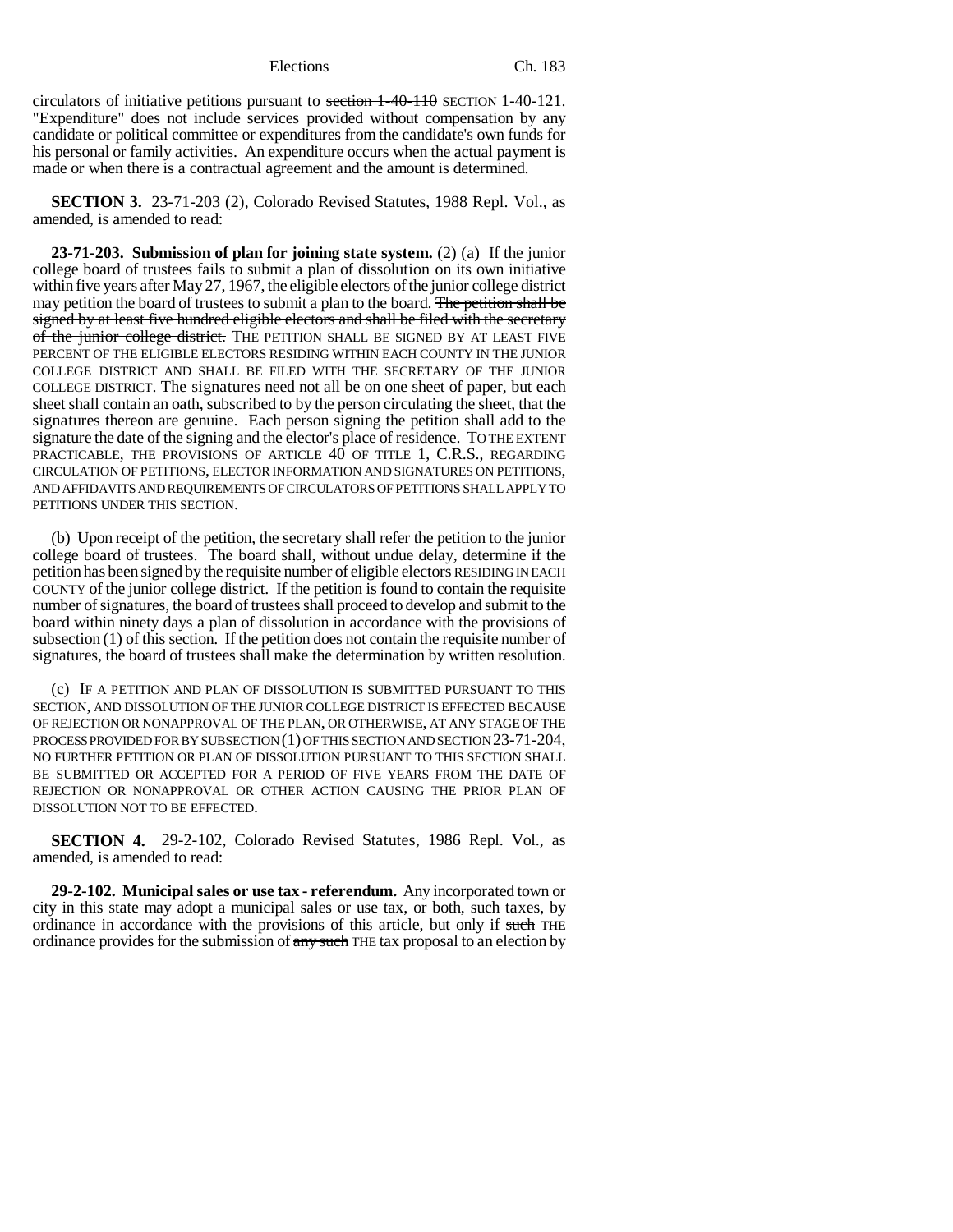circulators of initiative petitions pursuant to ~~section 1-40-110~~ SECTION 1-40-121. "Expenditure" does not include services provided without compensation by any candidate or political committee or expenditures from the candidate's own funds for his personal or family activities. An expenditure occurs when the actual payment is made or when there is a contractual agreement and the amount is determined.

**SECTION 3.** 23-71-203 (2), Colorado Revised Statutes, 1988 Repl. Vol., as amended, is amended to read:

**23-71-203. Submission of plan for joining state system.** (2) (a) If the junior college board of trustees fails to submit a plan of dissolution on its own initiative within five years after May 27, 1967, the eligible electors of the junior college district may petition the board of trustees to submit a plan to the board. ~~The petition shall be signed by at least five hundred eligible electors and shall be filed with the secretary of the junior college district.~~ THE PETITION SHALL BE SIGNED BY AT LEAST FIVE PERCENT OF THE ELIGIBLE ELECTORS RESIDING WITHIN EACH COUNTY IN THE JUNIOR COLLEGE DISTRICT AND SHALL BE FILED WITH THE SECRETARY OF THE JUNIOR COLLEGE DISTRICT. The signatures need not all be on one sheet of paper, but each sheet shall contain an oath, subscribed to by the person circulating the sheet, that the signatures thereon are genuine. Each person signing the petition shall add to the signature the date of the signing and the elector's place of residence. TO THE EXTENT PRACTICABLE, THE PROVISIONS OF ARTICLE 40 OF TITLE 1, C.R.S., REGARDING CIRCULATION OF PETITIONS, ELECTOR INFORMATION AND SIGNATURES ON PETITIONS, AND AFFIDAVITS AND REQUIREMENTS OF CIRCULATORS OF PETITIONS SHALL APPLY TO PETITIONS UNDER THIS SECTION.

(b) Upon receipt of the petition, the secretary shall refer the petition to the junior college board of trustees. The board shall, without undue delay, determine if the petition has been signed by the requisite number of eligible electors RESIDING IN EACH COUNTY of the junior college district. If the petition is found to contain the requisite number of signatures, the board of trustees shall proceed to develop and submit to the board within ninety days a plan of dissolution in accordance with the provisions of subsection (1) of this section. If the petition does not contain the requisite number of signatures, the board of trustees shall make the determination by written resolution.

(c) IF A PETITION AND PLAN OF DISSOLUTION IS SUBMITTED PURSUANT TO THIS SECTION, AND DISSOLUTION OF THE JUNIOR COLLEGE DISTRICT IS EFFECTED BECAUSE OF REJECTION OR NONAPPROVAL OF THE PLAN, OR OTHERWISE, AT ANY STAGE OF THE PROCESS PROVIDED FOR BY SUBSECTION (1) OF THIS SECTION AND SECTION 23-71-204, NO FURTHER PETITION OR PLAN OF DISSOLUTION PURSUANT TO THIS SECTION SHALL BE SUBMITTED OR ACCEPTED FOR A PERIOD OF FIVE YEARS FROM THE DATE OF REJECTION OR NONAPPROVAL OR OTHER ACTION CAUSING THE PRIOR PLAN OF DISSOLUTION NOT TO BE EFFECTED.

**SECTION 4.** 29-2-102, Colorado Revised Statutes, 1986 Repl. Vol., as amended, is amended to read:

**29-2-102. Municipal sales or use tax - referendum.** Any incorporated town or city in this state may adopt a municipal sales or use tax, or both, ~~such taxes,~~ by ordinance in accordance with the provisions of this article, but only if ~~such~~ THE ordinance provides for the submission of ~~any such~~ THE tax proposal to an election by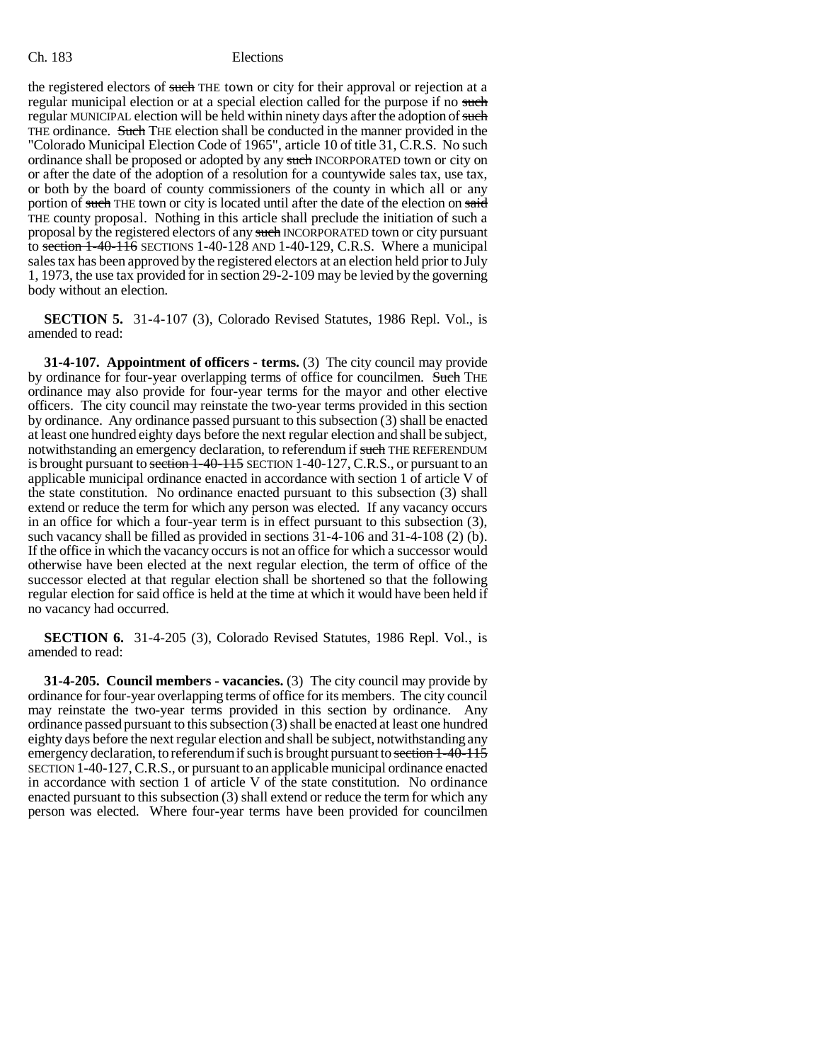the registered electors of ~~such~~ THE town or city for their approval or rejection at a regular municipal election or at a special election called for the purpose if no ~~such~~ regular MUNICIPAL election will be held within ninety days after the adoption of ~~such~~ THE ordinance. ~~Such~~ THE election shall be conducted in the manner provided in the "Colorado Municipal Election Code of 1965", article 10 of title 31, C.R.S. No such ordinance shall be proposed or adopted by any ~~such~~ INCORPORATED town or city on or after the date of the adoption of a resolution for a countywide sales tax, use tax, or both by the board of county commissioners of the county in which all or any portion of ~~such~~ THE town or city is located until after the date of the election on ~~said~~ THE county proposal. Nothing in this article shall preclude the initiation of such a proposal by the registered electors of any ~~such~~ INCORPORATED town or city pursuant to ~~section 1-40-116~~ SECTIONS 1-40-128 AND 1-40-129, C.R.S. Where a municipal sales tax has been approved by the registered electors at an election held prior to July 1, 1973, the use tax provided for in section 29-2-109 may be levied by the governing body without an election.

**SECTION 5.** 31-4-107 (3), Colorado Revised Statutes, 1986 Repl. Vol., is amended to read:

**31-4-107. Appointment of officers - terms.** (3) The city council may provide by ordinance for four-year overlapping terms of office for councilmen. ~~Such~~ THE ordinance may also provide for four-year terms for the mayor and other elective officers. The city council may reinstate the two-year terms provided in this section by ordinance. Any ordinance passed pursuant to this subsection (3) shall be enacted at least one hundred eighty days before the next regular election and shall be subject, notwithstanding an emergency declaration, to referendum if ~~such~~ THE REFERENDUM is brought pursuant to ~~section 1-40-115~~ SECTION 1-40-127, C.R.S., or pursuant to an applicable municipal ordinance enacted in accordance with section 1 of article V of the state constitution. No ordinance enacted pursuant to this subsection (3) shall extend or reduce the term for which any person was elected. If any vacancy occurs in an office for which a four-year term is in effect pursuant to this subsection (3), such vacancy shall be filled as provided in sections 31-4-106 and 31-4-108 (2) (b). If the office in which the vacancy occurs is not an office for which a successor would otherwise have been elected at the next regular election, the term of office of the successor elected at that regular election shall be shortened so that the following regular election for said office is held at the time at which it would have been held if no vacancy had occurred.

**SECTION 6.** 31-4-205 (3), Colorado Revised Statutes, 1986 Repl. Vol., is amended to read:

**31-4-205. Council members - vacancies.** (3) The city council may provide by ordinance for four-year overlapping terms of office for its members. The city council may reinstate the two-year terms provided in this section by ordinance. Any ordinance passed pursuant to this subsection (3) shall be enacted at least one hundred eighty days before the next regular election and shall be subject, notwithstanding any emergency declaration, to referendum if such is brought pursuant to ~~section 1-40-115~~ SECTION 1-40-127, C.R.S., or pursuant to an applicable municipal ordinance enacted in accordance with section 1 of article V of the state constitution. No ordinance enacted pursuant to this subsection (3) shall extend or reduce the term for which any person was elected. Where four-year terms have been provided for councilmen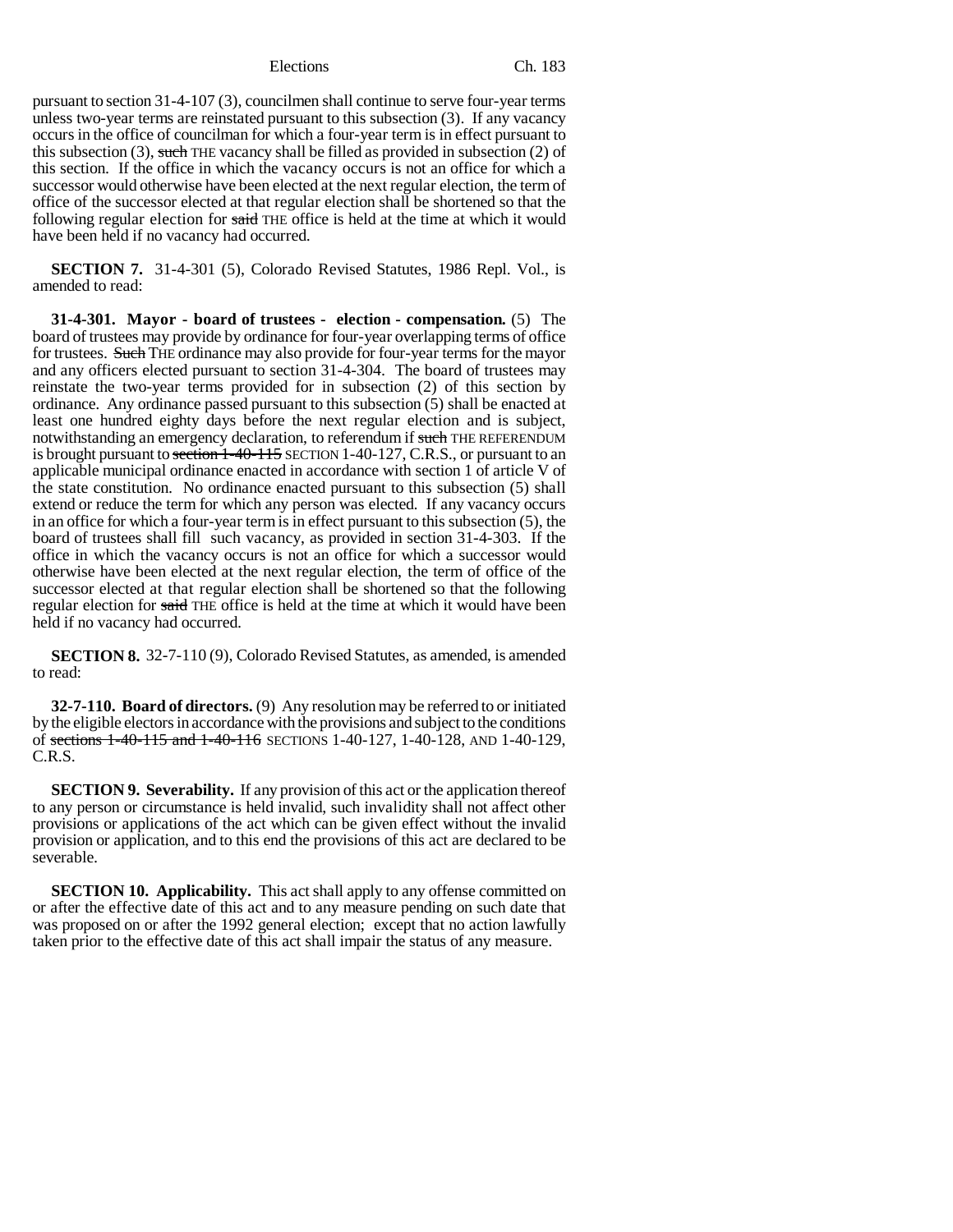pursuant to section 31-4-107 (3), councilmen shall continue to serve four-year terms unless two-year terms are reinstated pursuant to this subsection (3). If any vacancy occurs in the office of councilman for which a four-year term is in effect pursuant to this subsection (3), ~~such~~ THE vacancy shall be filled as provided in subsection (2) of this section. If the office in which the vacancy occurs is not an office for which a successor would otherwise have been elected at the next regular election, the term of office of the successor elected at that regular election shall be shortened so that the following regular election for ~~said~~ THE office is held at the time at which it would have been held if no vacancy had occurred.

**SECTION 7.** 31-4-301 (5), Colorado Revised Statutes, 1986 Repl. Vol., is amended to read:

**31-4-301. Mayor - board of trustees - election - compensation.** (5) The board of trustees may provide by ordinance for four-year overlapping terms of office for trustees. ~~Such~~ THE ordinance may also provide for four-year terms for the mayor and any officers elected pursuant to section 31-4-304. The board of trustees may reinstate the two-year terms provided for in subsection (2) of this section by ordinance. Any ordinance passed pursuant to this subsection (5) shall be enacted at least one hundred eighty days before the next regular election and is subject, notwithstanding an emergency declaration, to referendum if ~~such~~ THE REFERENDUM is brought pursuant to ~~section 1-40-115~~ SECTION 1-40-127, C.R.S., or pursuant to an applicable municipal ordinance enacted in accordance with section 1 of article V of the state constitution. No ordinance enacted pursuant to this subsection (5) shall extend or reduce the term for which any person was elected. If any vacancy occurs in an office for which a four-year term is in effect pursuant to this subsection (5), the board of trustees shall fill such vacancy, as provided in section 31-4-303. If the office in which the vacancy occurs is not an office for which a successor would otherwise have been elected at the next regular election, the term of office of the successor elected at that regular election shall be shortened so that the following regular election for ~~said~~ THE office is held at the time at which it would have been held if no vacancy had occurred.

**SECTION 8.** 32-7-110 (9), Colorado Revised Statutes, as amended, is amended to read:

**32-7-110. Board of directors.** (9) Any resolution may be referred to or initiated by the eligible electors in accordance with the provisions and subject to the conditions of ~~sections 1-40-115 and 1-40-116~~ SECTIONS 1-40-127, 1-40-128, AND 1-40-129, C.R.S.

**SECTION 9. Severability.** If any provision of this act or the application thereof to any person or circumstance is held invalid, such invalidity shall not affect other provisions or applications of the act which can be given effect without the invalid provision or application, and to this end the provisions of this act are declared to be severable.

**SECTION 10. Applicability.** This act shall apply to any offense committed on or after the effective date of this act and to any measure pending on such date that was proposed on or after the 1992 general election; except that no action lawfully taken prior to the effective date of this act shall impair the status of any measure.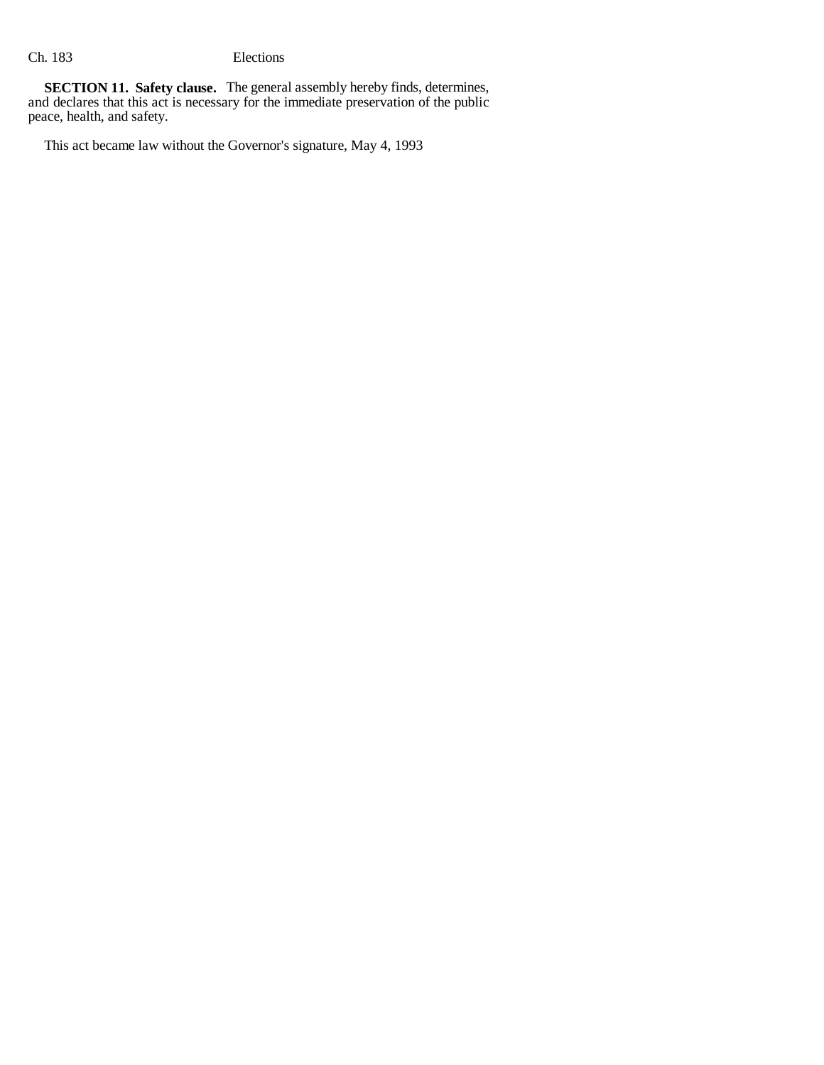**SECTION 11. Safety clause.** The general assembly hereby finds, determines, and declares that this act is necessary for the immediate preservation of the public peace, health, and safety.

This act became law without the Governor's signature, May 4, 1993